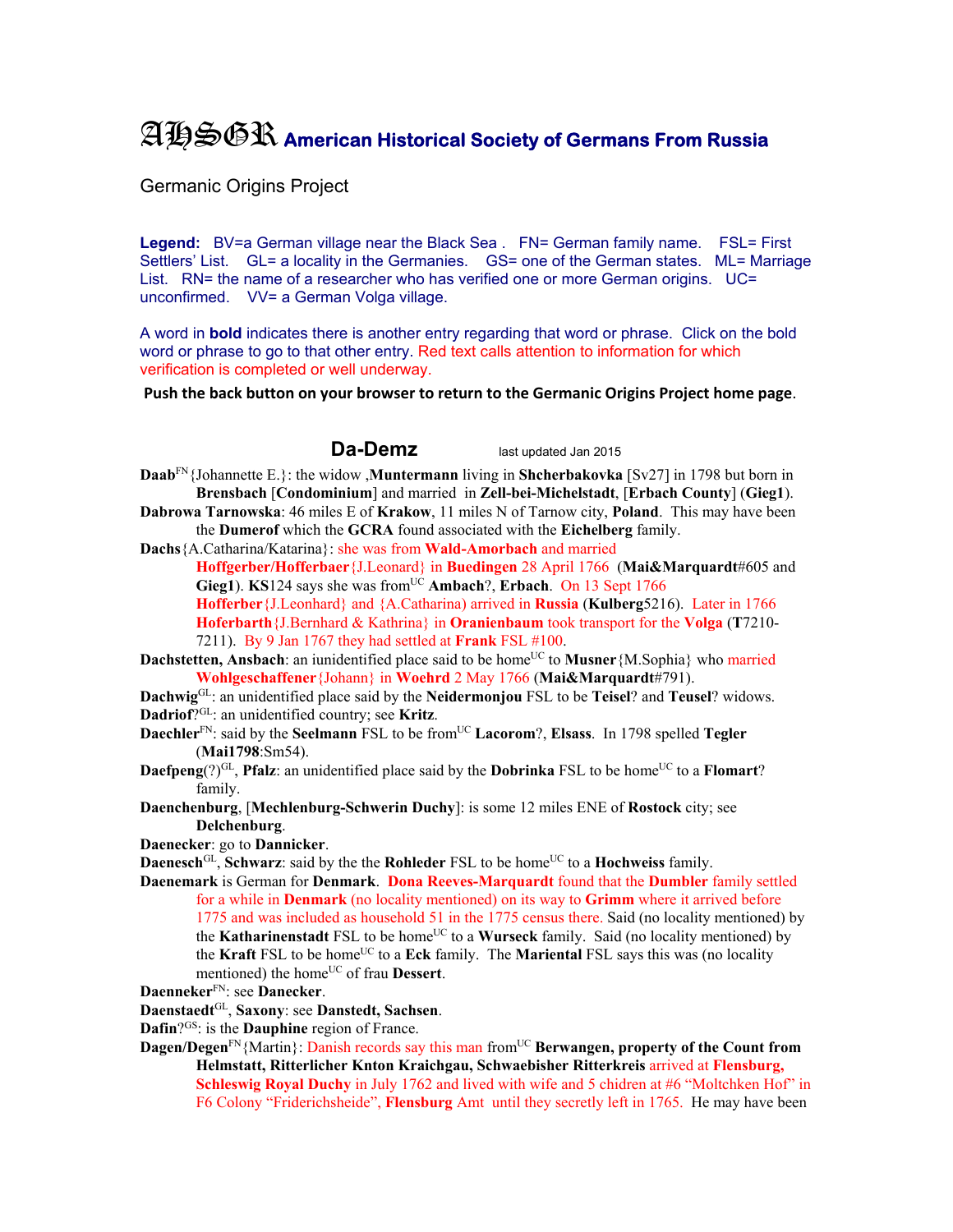# AHSGR American Historical Society of Germans From Russia

Germanic Origins Project

**Legend:** BV=a German village near the Black Sea . FN= German family name. FSL= First Settlers' List. GL= a locality in the Germanies. GS= one of the German states. ML= Marriage List. RN= the name of a researcher who has verified one or more German origins. UC= unconfirmed. VV= a German Volga village.

A word in **bold** indicates there is another entry regarding that word or phrase. Click on the bold word or phrase to go to that other entry. Red text calls attention to information for which verification is completed or well underway.

**Push the back button on your browser to return to the Germanic Origins Project home page**.

## Da-Demz

last updated Jan 2015

**Daab**[FN]{Johannette E.}: the widow ,**Muntermann** living in **Shcherbakovka** [Sv27] in 1798 but born in **Brensbach** [**Condominium**] and married in **Zell-bei-Michelstadt**, [**Erbach County**] (**Gieg1**).

**Dabrowa Tarnowska**: 46 miles E of **Krakow**, 11 miles N of Tarnow city, **Poland**. This may have been the **Dumerof** which the **GCRA** found associated with the **Eichelberg** family.

**Dachs**{A.Catharina/Katarina}: she was from **Wald-Amorbach** and married **Hoffgerber/Hofferbaer**{J.Leonard} in **Buedingen** 28 April 1766 (**Mai&Marquardt**#605 and **Gieg1**). **KS**124 says she was from[UC] **Ambach**?, **Erbach**. On 13 Sept 1766 **Hofferber**{J.Leonhard} and {A.Catharina} arrived in **Russia** (**Kulberg**5216). Later in 1766 **Hoferbarth**{J.Bernhard & Kathrina} in **Oranienbaum** took transport for the **Volga** (**T**7210-7211). By 9 Jan 1767 they had settled at **Frank** FSL #100.

**Dachstetten, Ansbach**: an iunidentified place said to be home[UC] to **Musner**{M.Sophia} who married **Wohlgeschaffener**{Johann} in **Woehrd** 2 May 1766 (**Mai&Marquardt**#791).

**Dachwig**[GL]: an unidentified place said by the **Neidermonjou** FSL to be **Teisel**? and **Teusel**? widows.

**Dadriof**?[GL]: an unidentified country; see **Kritz**.

**Daechler**[FN]: said by the **Seelmann** FSL to be from[UC] **Lacorom**?, **Elsass**. In 1798 spelled **Tegler** (**Mai1798**:Sm54).

**Daefpeng**(?)[GL], **Pfalz**: an unidentified place said by the **Dobrinka** FSL to be home[UC] to a **Flomart**? family.

**Daenchenburg**, [**Mechlenburg-Schwerin Duchy**]: is some 12 miles ENE of **Rostock** city; see **Delchenburg**.

**Daenecker**: go to **Dannicker**.

**Daenesch**[GL], **Schwarz**: said by the the **Rohleder** FSL to be home[UC] to a **Hochweiss** family.

**Daenemark** is German for **Denmark**. **Dona Reeves-Marquardt** found that the **Dumbler** family settled for a while in **Denmark** (no locality mentioned) on its way to **Grimm** where it arrived before 1775 and was included as household 51 in the 1775 census there. Said (no locality mentioned) by the **Katharinenstadt** FSL to be home[UC] to a **Wurseck** family. Said (no locality mentioned) by the **Kraft** FSL to be home[UC] to a **Eck** family. The **Mariental** FSL says this was (no locality mentioned) the home[UC] of frau **Dessert**.

**Daenneker**[FN]: see **Danecker**.

**Daenstaedt**[GL], **Saxony**: see **Danstedt, Sachsen**.

**Dafin**?[GS]: is the **Dauphine** region of France.

**Dagen/Degen**[FN]{Martin}: Danish records say this man from[UC] **Berwangen, property of the Count from Helmstatt, Ritterlicher Knton Kraichgau, Schwaebisher Ritterkreis** arrived at **Flensburg, Schleswig Royal Duchy** in July 1762 and lived with wife and 5 chidren at #6 "Moltchken Hof" in F6 Colony "Friderichsheide", **Flensburg** Amt until they secretly left in 1765. He may have been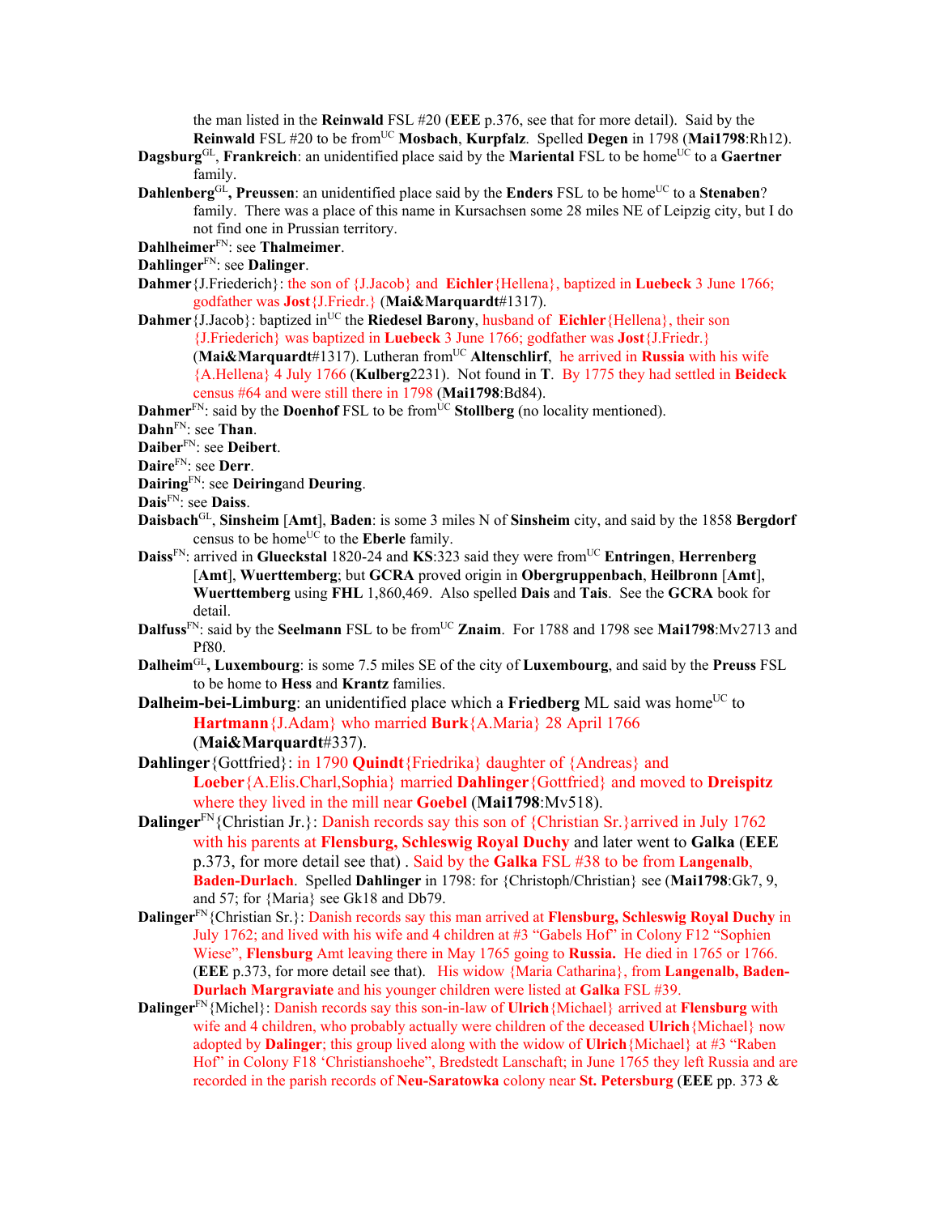the man listed in the **Reinwald** FSL #20 (**EEE** p.376, see that for more detail). Said by the **Reinwald** FSL #20 to be from[UC] **Mosbach**, **Kurpfalz**. Spelled **Degen** in 1798 (**Mai1798**:Rh12).

**Dagsburg**[GL], **Frankreich**: an unidentified place said by the **Mariental** FSL to be home[UC] to a **Gaertner** family.

**Dahlenberg**[GL]**, Preussen**: an unidentified place said by the **Enders** FSL to be home[UC] to a **Stenaben**? family. There was a place of this name in Kursachsen some 28 miles NE of Leipzig city, but I do not find one in Prussian territory.

**Dahlheimer**[FN]: see **Thalmeimer**.

**Dahlinger**[FN]: see **Dalinger**.

**Dahmer**{J.Friederich}: the son of {J.Jacob} and **Eichler**{Hellena}, baptized in **Luebeck** 3 June 1766; godfather was **Jost**{J.Friedr.} (**Mai&Marquardt**#1317).

**Dahmer**{J.Jacob}: baptized in[UC] the **Riedesel Barony**, husband of **Eichler**{Hellena}, their son {J.Friederich} was baptized in **Luebeck** 3 June 1766; godfather was **Jost**{J.Friedr.} (**Mai&Marquardt**#1317). Lutheran from[UC] **Altenschlirf**, he arrived in **Russia** with his wife {A.Hellena} 4 July 1766 (**Kulberg**2231). Not found in **T**. By 1775 they had settled in **Beideck** census #64 and were still there in 1798 (**Mai1798**:Bd84).

**Dahmer**[FN]: said by the **Doenhof** FSL to be from[UC] **Stollberg** (no locality mentioned).

**Dahn**[FN]: see **Than**.

**Daiber**[FN]: see **Deibert**.

**Daire**[FN]: see **Derr**.

**Dairing**[FN]: see **Deiring**and **Deuring**.

**Dais**[FN]: see **Daiss**.

**Daisbach**[GL], **Sinsheim** [**Amt**], **Baden**: is some 3 miles N of **Sinsheim** city, and said by the 1858 **Bergdorf** census to be home[UC] to the **Eberle** family.

**Daiss**[FN]: arrived in **Glueckstal** 1820-24 and **KS**:323 said they were from[UC] **Entringen**, **Herrenberg** [**Amt**], **Wuerttemberg**; but **GCRA** proved origin in **Obergruppenbach**, **Heilbronn** [**Amt**], **Wuerttemberg** using **FHL** 1,860,469. Also spelled **Dais** and **Tais**. See the **GCRA** book for detail.

**Dalfuss**[FN]: said by the **Seelmann** FSL to be from[UC] **Znaim**. For 1788 and 1798 see **Mai1798**:Mv2713 and Pf80.

**Dalheim**[GL]**, Luxembourg**: is some 7.5 miles SE of the city of **Luxembourg**, and said by the **Preuss** FSL to be home to **Hess** and **Krantz** families.

**Dalheim-bei-Limburg**: an unidentified place which a **Friedberg** ML said was home[UC] to **Hartmann**{J.Adam} who married **Burk**{A.Maria} 28 April 1766 (**Mai&Marquardt**#337).

**Dahlinger**{Gottfried}: in 1790 **Quindt**{Friedrika} daughter of {Andreas} and **Loeber**{A.Elis.Charl,Sophia} married **Dahlinger**{Gottfried} and moved to **Dreispitz** where they lived in the mill near **Goebel** (**Mai1798**:Mv518).

**Dalinger**[FN]{Christian Jr.}: Danish records say this son of {Christian Sr.}arrived in July 1762 with his parents at **Flensburg, Schleswig Royal Duchy** and later went to **Galka** (**EEE** p.373, for more detail see that) . Said by the **Galka** FSL #38 to be from **Langenalb**, **Baden-Durlach**. Spelled **Dahlinger** in 1798: for {Christoph/Christian} see (**Mai1798**:Gk7, 9, and 57; for {Maria} see Gk18 and Db79.

**Dalinger**[FN]{Christian Sr.}: Danish records say this man arrived at **Flensburg, Schleswig Royal Duchy** in July 1762; and lived with his wife and 4 children at #3 "Gabels Hof" in Colony F12 "Sophien Wiese", **Flensburg** Amt leaving there in May 1765 going to **Russia.** He died in 1765 or 1766. (**EEE** p.373, for more detail see that). His widow {Maria Catharina}, from **Langenalb, Baden-Durlach Margraviate** and his younger children were listed at **Galka** FSL #39.

**Dalinger**[FN]{Michel}: Danish records say this son-in-law of **Ulrich**{Michael} arrived at **Flensburg** with wife and 4 children, who probably actually were children of the deceased **Ulrich**{Michael} now adopted by **Dalinger**; this group lived along with the widow of **Ulrich**{Michael} at #3 "Raben Hof" in Colony F18 'Christianshoehe", Bredstedt Lanschaft; in June 1765 they left Russia and are recorded in the parish records of **Neu-Saratowka** colony near **St. Petersburg** (**EEE** pp. 373 &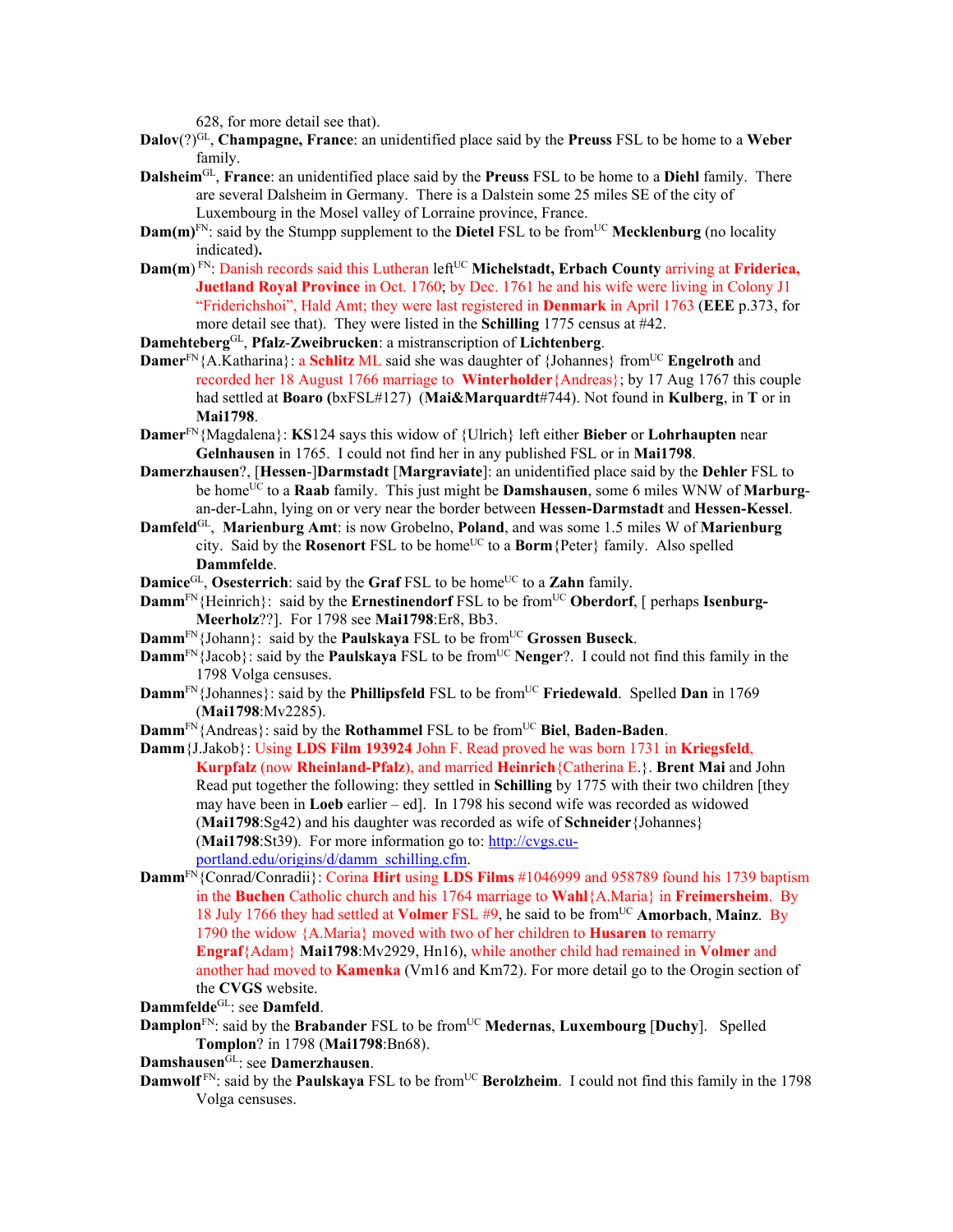628, for more detail see that).

**Dalov**(?)[GL], **Champagne, France**: an unidentified place said by the **Preuss** FSL to be home to a **Weber** family.

**Dalsheim**[GL], **France**: an unidentified place said by the **Preuss** FSL to be home to a **Diehl** family. There are several Dalsheim in Germany. There is a Dalstein some 25 miles SE of the city of Luxembourg in the Mosel valley of Lorraine province, France.

**Dam(m)**[FN]: said by the Stumpp supplement to the **Dietel** FSL to be from[UC] **Mecklenburg** (no locality indicated)**.**

**Dam(m)** [FN]: Danish records said this Lutheran left[UC] **Michelstadt, Erbach County** arriving at **Friderica, Juetland Royal Province** in Oct. 1760; by Dec. 1761 he and his wife were living in Colony J1 "Friderichshoi", Hald Amt; they were last registered in **Denmark** in April 1763 (**EEE** p.373, for more detail see that). They were listed in the **Schilling** 1775 census at #42.

**Damehteberg**[GL], **Pfalz-Zweibrucken**: a mistranscription of **Lichtenberg**.

**Damer**[FN]{A.Katharina}: a **Schlitz** ML said she was daughter of {Johannes} from[UC] **Engelroth** and recorded her 18 August 1766 marriage to **Winterholder**{Andreas}; by 17 Aug 1767 this couple had settled at **Boaro (**bxFSL#127) (**Mai&Marquardt**#744). Not found in **Kulberg**, in **T** or in **Mai1798**.

**Damer**[FN]{Magdalena}: **KS**124 says this widow of {Ulrich} left either **Bieber** or **Lohrhaupten** near **Gelnhausen** in 1765. I could not find her in any published FSL or in **Mai1798**.

**Damerzhausen**?, [**Hessen**-]**Darmstadt** [**Margraviate**]: an unidentified place said by the **Dehler** FSL to be home[UC] to a **Raab** family. This just might be **Damshausen**, some 6 miles WNW of **Marburg**-an-der-Lahn, lying on or very near the border between **Hessen-Darmstadt** and **Hessen-Kessel**.

**Damfeld**[GL], **Marienburg Amt**: is now Grobelno, **Poland**, and was some 1.5 miles W of **Marienburg** city. Said by the **Rosenort** FSL to be home[UC] to a **Borm**{Peter} family. Also spelled **Dammfelde**.

**Damice**[GL], **Osesterrich**: said by the **Graf** FSL to be home[UC] to a **Zahn** family.

**Damm**[FN]{Heinrich}: said by the **Ernestinendorf** FSL to be from[UC] **Oberdorf**, [ perhaps **Isenburg-Meerholz**??]. For 1798 see **Mai1798**:Er8, Bb3.

**Damm**[FN]{Johann}: said by the **Paulskaya** FSL to be from[UC] **Grossen Buseck**.

**Damm**[FN]{Jacob}: said by the **Paulskaya** FSL to be from[UC] **Nenger**?. I could not find this family in the 1798 Volga censuses.

**Damm**[FN]{Johannes}: said by the **Phillipsfeld** FSL to be from[UC] **Friedewald**. Spelled **Dan** in 1769 (**Mai1798**:Mv2285).

**Damm**[FN]{Andreas}: said by the **Rothammel** FSL to be from[UC] **Biel**, **Baden-Baden**.

**Damm**{J.Jakob}: Using **LDS Film 193924** John F. Read proved he was born 1731 in **Kriegsfeld**, **Kurpfalz** (now **Rheinland-Pfalz**), and married **Heinrich**{Catherina E.}. **Brent Mai** and John Read put together the following: they settled in **Schilling** by 1775 with their two children [they may have been in **Loeb** earlier – ed]. In 1798 his second wife was recorded as widowed (**Mai1798**:Sg42) and his daughter was recorded as wife of **Schneider**{Johannes} (**Mai1798**:St39). For more information go to: http://cvgs.cu-portland.edu/origins/d/damm_schilling.cfm.

**Damm**[FN]{Conrad/Conradii}: Corina **Hirt** using **LDS Films** #1046999 and 958789 found his 1739 baptism in the **Buchen** Catholic church and his 1764 marriage to **Wahl**{A.Maria} in **Freimersheim**. By 18 July 1766 they had settled at **Volmer** FSL #9, he said to be from[UC] **Amorbach**, **Mainz**. By 1790 the widow {A.Maria} moved with two of her children to **Husaren** to remarry **Engraf**{Adam} **Mai1798**:Mv2929, Hn16), while another child had remained in **Volmer** and another had moved to **Kamenka** (Vm16 and Km72). For more detail go to the Orogin section of the **CVGS** website.

**Dammfelde**[GL]: see **Damfeld**.

**Damplon**[FN]: said by the **Brabander** FSL to be from[UC] **Medernas**, **Luxembourg** [**Duchy**]. Spelled **Tomplon**? in 1798 (**Mai1798**:Bn68).

**Damshausen**[GL]: see **Damerzhausen**.

**Damwolf** [FN]: said by the **Paulskaya** FSL to be from[UC] **Berolzheim**. I could not find this family in the 1798 Volga censuses.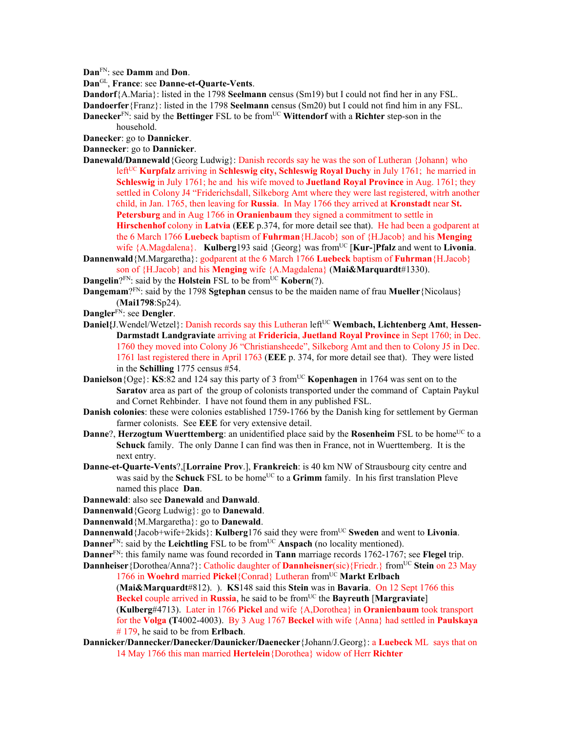**Dan**FN: see **Damm** and **Don**.

**Dan**GL, **France**: see **Danne-et-Quarte-Vents**.

**Dandorf**{A.Maria}: listed in the 1798 **Seelmann** census (Sm19) but I could not find her in any FSL.

**Dandoerfer**{Franz}: listed in the 1798 **Seelmann** census (Sm20) but I could not find him in any FSL.

**Danecker**FN: said by the **Bettinger** FSL to be fromUC **Wittendorf** with a **Richter** step-son in the household.

**Danecker**: go to **Dannicker**.

**Dannecker**: go to **Dannicker**.

**Danewald/Dannewald**{Georg Ludwig}: Danish records say he was the son of Lutheran {Johann} who leftUC **Kurpfalz** arriving in **Schleswig city, Schleswig Royal Duchy** in July 1761; he married in **Schleswig** in July 1761; he and his wife moved to **Juetland Royal Province** in Aug. 1761; they settled in Colony J4 "Friderichsdall, Silkeborg Amt where they were last registered, witrh another child, in Jan. 1765, then leaving for **Russia**. In May 1766 they arrived at **Kronstadt** near **St. Petersburg** and in Aug 1766 in **Oranienbaum** they signed a commitment to settle in **Hirschenhof** colony in **Latvia** (**EEE** p.374, for more detail see that). He had been a godparent at the 6 March 1766 **Luebeck** baptism of **Fuhrman**{H.Jacob} son of {H.Jacob} and his **Menging** wife {A.Magdalena}. **Kulberg**193 said {Georg} was fromUC [**Kur-**]**Pfalz** and went to **Livonia**.

**Dannenwald**{M.Margaretha}: godparent at the 6 March 1766 **Luebeck** baptism of **Fuhrman**{H.Jacob} son of {H.Jacob} and his **Menging** wife {A.Magdalena} (**Mai&Marquardt**#1330).

**Dangelin**?FN: said by the **Holstein** FSL to be fromUC **Kobern**(?).

**Dangemam**?FN: said by the 1798 **Sgtephan** census to be the maiden name of frau **Mueller**{Nicolaus} (**Mai1798**:Sp24).

**Dangler**FN: see **Dengler**.

**Daniel{**J.Wendel/Wetzel}: Danish records say this Lutheran leftUC **Wembach, Lichtenberg Amt**, **Hessen-Darmstadt Landgraviate** arriving at **Fridericia**, **Juetland Royal Province** in Sept 1760; in Dec. 1760 they moved into Colony J6 "Christiansheede", Silkeborg Amt and then to Colony J5 in Dec. 1761 last registered there in April 1763 (**EEE** p. 374, for more detail see that). They were listed in the **Schilling** 1775 census #54.

**Danielson**{Oge}: **KS**:82 and 124 say this party of 3 fromUC **Kopenhagen** in 1764 was sent on to the **Saratov** area as part of the group of colonists transported under the command of Captain Paykul and Cornet Rehbinder. I have not found them in any published FSL.

**Danish colonies**: these were colonies established 1759-1766 by the Danish king for settlement by German farmer colonists. See **EEE** for very extensive detail.

**Danne**?, **Herzogtum Wuerttemberg**: an unidentified place said by the **Rosenheim** FSL to be homeUC to a **Schuck** family. The only Danne I can find was then in France, not in Wuerttemberg. It is the next entry.

**Danne-et-Quarte-Vents**?,[**Lorraine Prov**.], **Frankreich**: is 40 km NW of Strausbourg city centre and was said by the **Schuck** FSL to be homeUC to a **Grimm** family. In his first translation Pleve named this place **Dan**.

**Dannewald**: also see **Danewald** and **Danwald**.

**Dannenwald**{Georg Ludwig}: go to **Danewald**.

**Dannenwald**{M.Margaretha}: go to **Danewald**.

**Dannenwald**{Jacob+wife+2kids}: **Kulberg**176 said they were fromUC **Sweden** and went to **Livonia**.

**Danner**FN: said by the **Leichtling** FSL to be fromUC **Anspach** (no locality mentioned).

**Danner**FN: this family name was found recorded in **Tann** marriage records 1762-1767; see **Flegel** trip.

**Dannheiser**{Dorothea/Anna?}: Catholic daughter of **Dannheisner**(sic){Friedr.} fromUC **Stein** on 23 May 1766 in **Woehrd** married **Pickel**{Conrad} Lutheran fromUC **Markt Erlbach** (**Mai&Marquardt**#812). ). **KS**148 said this **Stein** was in **Bavaria**. On 12 Sept 1766 this **Beckel** couple arrived in **Russia**, he said to be fromUC the **Bayreuth** [**Margraviate**] (**Kulberg**#4713). Later in 1766 **Pickel** and wife {A,Dorothea} in **Oranienbaum** took transport for the **Volga** (**T**4002-4003). By 3 Aug 1767 **Beckel** with wife {Anna} had settled in **Paulskaya** # 179, he said to be from **Erlbach**.

**Dannicker/Dannecker/Danecker/Daunicker/Daenecker**{Johann/J.Georg}: a **Luebeck** ML says that on 14 May 1766 this man married **Hertelein**{Dorothea} widow of Herr **Richter**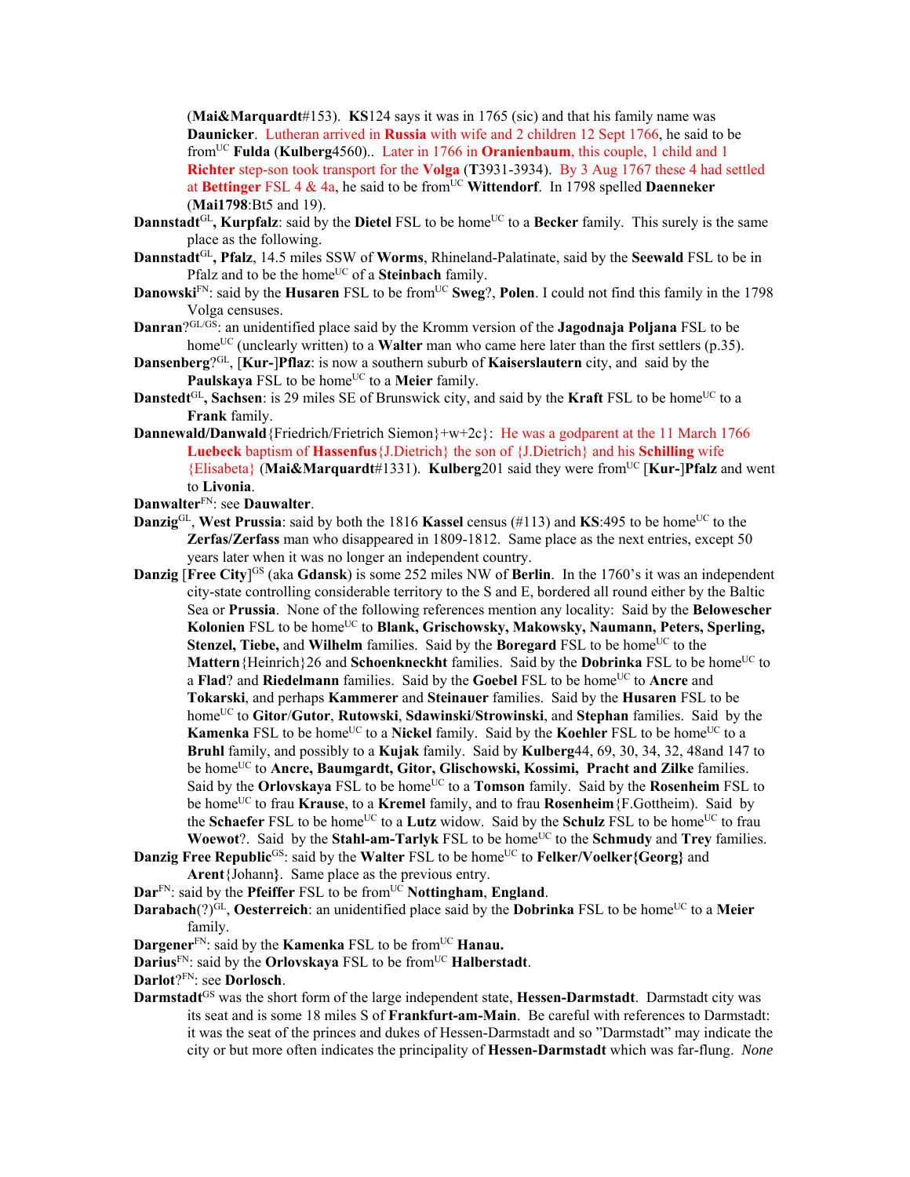(**Mai&Marquardt**#153). **KS**124 says it was in 1765 (sic) and that his family name was **Daunicker**. Lutheran arrived in **Russia** with wife and 2 children 12 Sept 1766, he said to be from[UC] **Fulda** (**Kulberg**4560).. Later in 1766 in **Oranienbaum**, this couple, 1 child and 1 **Richter** step-son took transport for the **Volga** (**T**3931-3934). By 3 Aug 1767 these 4 had settled at **Bettinger** FSL 4 & 4a, he said to be from[UC] **Wittendorf**. In 1798 spelled **Daenneker** (**Mai1798**:Bt5 and 19).

**Dannstadt**[GL]**, Kurpfalz**: said by the **Dietel** FSL to be home[UC] to a **Becker** family. This surely is the same place as the following.

**Dannstadt**[GL], **Pfalz**, 14.5 miles SSW of **Worms**, Rhineland-Palatinate, said by the **Seewald** FSL to be in Pfalz and to be the home[UC] of a **Steinbach** family.

**Danowski**[FN]: said by the **Husaren** FSL to be from[UC] **Sweg**?, **Polen**. I could not find this family in the 1798 Volga censuses.

**Danran**?[GL/GS]: an unidentified place said by the Kromm version of the **Jagodnaja Poljana** FSL to be home[UC] (unclearly written) to a **Walter** man who came here later than the first settlers (p.35).

**Dansenberg**?[GL], [**Kur-**]**Pflaz**: is now a southern suburb of **Kaiserslautern** city, and said by the **Paulskaya** FSL to be home[UC] to a **Meier** family.

**Danstedt**[GL]**, Sachsen**: is 29 miles SE of Brunswick city, and said by the **Kraft** FSL to be home[UC] to a **Frank** family.

**Dannewald/Danwald**{Friedrich/Frietrich Siemon}+w+2c}: He was a godparent at the 11 March 1766 **Luebeck** baptism of **Hassenfus**{J.Dietrich} the son of {J.Dietrich} and his **Schilling** wife {Elisabeta} (**Mai&Marquardt**#1331). **Kulberg**201 said they were from[UC] [**Kur-**]**Pfalz** and went to **Livonia**.

**Danwalter**[FN]: see **Dauwalter**.

**Danzig**[GL], **West Prussia**: said by both the 1816 **Kassel** census (#113) and **KS**:495 to be home[UC] to the **Zerfas/Zerfass** man who disappeared in 1809-1812. Same place as the next entries, except 50 years later when it was no longer an independent country.

**Danzig** [**Free City**][GS] (aka **Gdansk**) is some 252 miles NW of **Berlin**. In the 1760's it was an independent city-state controlling considerable territory to the S and E, bordered all round either by the Baltic Sea or **Prussia**. None of the following references mention any locality: Said by the **Belowescher Kolonien** FSL to be home[UC] to **Blank, Grischowsky, Makowsky, Naumann, Peters, Sperling, Stenzel, Tiebe,** and **Wilhelm** families. Said by the **Boregard** FSL to be home[UC] to the **Mattern**{Heinrich}26 and **Schoenkneckht** families. Said by the **Dobrinka** FSL to be home[UC] to a **Flad**? and **Riedelmann** families. Said by the **Goebel** FSL to be home[UC] to **Ancre** and **Tokarski**, and perhaps **Kammerer** and **Steinauer** families. Said by the **Husaren** FSL to be home[UC] to **Gitor**/**Gutor**, **Rutowski**, **Sdawinski**/**Strowinski**, and **Stephan** families. Said by the **Kamenka** FSL to be home[UC] to a **Nickel** family. Said by the **Koehler** FSL to be home[UC] to a **Bruhl** family, and possibly to a **Kujak** family. Said by **Kulberg**44, 69, 30, 34, 32, 48and 147 to be home[UC] to **Ancre, Baumgardt, Gitor, Glischowski, Kossimi, Pracht and Zilke** families. Said by the **Orlovskaya** FSL to be home[UC] to a **Tomson** family. Said by the **Rosenheim** FSL to be home[UC] to frau **Krause**, to a **Kremel** family, and to frau **Rosenheim**{F.Gottheim). Said by the **Schaefer** FSL to be home[UC] to a **Lutz** widow. Said by the **Schulz** FSL to be home[UC] to frau **Woewot**?. Said by the **Stahl-am-Tarlyk** FSL to be home[UC] to the **Schmudy** and **Trey** families.

**Danzig Free Republic**[GS]: said by the **Walter** FSL to be home[UC] to **Felker/Voelker{Georg}** and **Arent**{Johann**}**. Same place as the previous entry.

**Dar**[FN]: said by the **Pfeiffer** FSL to be from[UC] **Nottingham**, **England**.

**Darabach**(?)[GL], **Oesterreich**: an unidentified place said by the **Dobrinka** FSL to be home[UC] to a **Meier** family.

**Dargener**[FN]: said by the **Kamenka** FSL to be from[UC] **Hanau.**

**Darius**[FN]: said by the **Orlovskaya** FSL to be from[UC] **Halberstadt**.

**Darlot**?[FN]: see **Dorlosch**.

**Darmstadt**[GS] was the short form of the large independent state, **Hessen-Darmstadt**. Darmstadt city was its seat and is some 18 miles S of **Frankfurt-am-Main**. Be careful with references to Darmstadt: it was the seat of the princes and dukes of Hessen-Darmstadt and so "Darmstadt" may indicate the city or but more often indicates the principality of **Hessen-Darmstadt** which was far-flung. *None*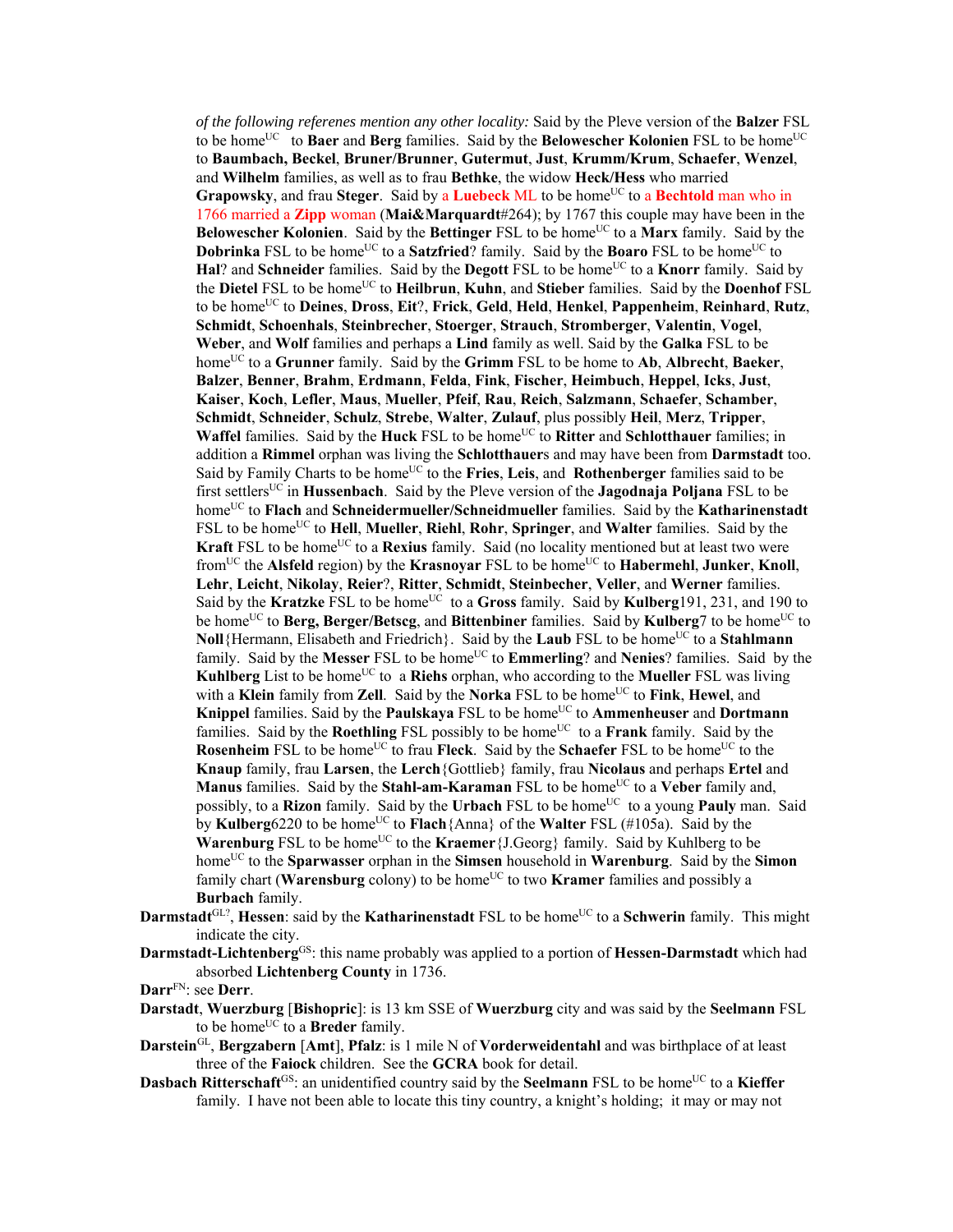*of the following referenes mention any other locality:* Said by the Pleve version of the **Balzer** FSL to be home[UC] to **Baer** and **Berg** families. Said by the **Belowescher Kolonien** FSL to be home[UC] to **Baumbach, Beckel**, **Bruner/Brunner**, **Gutermut**, **Just**, **Krumm/Krum**, **Schaefer**, **Wenzel**, and **Wilhelm** families, as well as to frau **Bethke**, the widow **Heck/Hess** who married **Grapowsky**, and frau **Steger**. Said by a **Luebeck** ML to be home[UC] to a **Bechtold** man who in 1766 married a **Zipp** woman (**Mai&Marquardt**#264); by 1767 this couple may have been in the **Belowescher Kolonien**. Said by the **Bettinger** FSL to be home[UC] to a **Marx** family. Said by the **Dobrinka** FSL to be home[UC] to a **Satzfried**? family. Said by the **Boaro** FSL to be home[UC] to **Hal**? and **Schneider** families. Said by the **Degott** FSL to be home[UC] to a **Knorr** family. Said by the **Dietel** FSL to be home[UC] to **Heilbrun**, **Kuhn**, and **Stieber** families. Said by the **Doenhof** FSL to be home[UC] to **Deines**, **Dross**, **Eit**?, **Frick**, **Geld**, **Held**, **Henkel**, **Pappenheim**, **Reinhard**, **Rutz**, **Schmidt**, **Schoenhals**, **Steinbrecher**, **Stoerger**, **Strauch**, **Stromberger**, **Valentin**, **Vogel**, **Weber**, and **Wolf** families and perhaps a **Lind** family as well. Said by the **Galka** FSL to be home[UC] to a **Grunner** family. Said by the **Grimm** FSL to be home to **Ab**, **Albrecht**, **Baeker**, **Balzer**, **Benner**, **Brahm**, **Erdmann**, **Felda**, **Fink**, **Fischer**, **Heimbuch**, **Heppel**, **Icks**, **Just**, **Kaiser**, **Koch**, **Lefler**, **Maus**, **Mueller**, **Pfeif**, **Rau**, **Reich**, **Salzmann**, **Schaefer**, **Schamber**, **Schmidt**, **Schneider**, **Schulz**, **Strebe**, **Walter**, **Zulauf**, plus possibly **Heil**, **Merz**, **Tripper**, **Waffel** families. Said by the **Huck** FSL to be home[UC] to **Ritter** and **Schlotthauer** families; in addition a **Rimmel** orphan was living the **Schlotthauer**s and may have been from **Darmstadt** too. Said by Family Charts to be home[UC] to the **Fries**, **Leis**, and **Rothenberger** families said to be first settlers[UC] in **Hussenbach**. Said by the Pleve version of the **Jagodnaja Poljana** FSL to be home[UC] to **Flach** and **Schneidermueller/Schneidmueller** families. Said by the **Katharinenstadt** FSL to be home[UC] to **Hell**, **Mueller**, **Riehl**, **Rohr**, **Springer**, and **Walter** families. Said by the **Kraft** FSL to be home[UC] to a **Rexius** family. Said (no locality mentioned but at least two were from[UC] the **Alsfeld** region) by the **Krasnoyar** FSL to be home[UC] to **Habermehl**, **Junker**, **Knoll**, **Lehr**, **Leicht**, **Nikolay**, **Reier**?, **Ritter**, **Schmidt**, **Steinbecher**, **Veller**, and **Werner** families. Said by the **Kratzke** FSL to be home[UC] to a **Gross** family. Said by **Kulberg**191, 231, and 190 to be home[UC] to **Berg, Berger/Betscg**, and **Bittenbiner** families. Said by **Kulberg**7 to be home[UC] to **Noll**{Hermann, Elisabeth and Friedrich}. Said by the **Laub** FSL to be home[UC] to a **Stahlmann** family. Said by the **Messer** FSL to be home[UC] to **Emmerling**? and **Nenies**? families. Said by the **Kuhlberg** List to be home[UC] to a **Riehs** orphan, who according to the **Mueller** FSL was living with a **Klein** family from **Zell**. Said by the **Norka** FSL to be home[UC] to **Fink**, **Hewel**, and **Knippel** families. Said by the **Paulskaya** FSL to be home[UC] to **Ammenheuser** and **Dortmann** families. Said by the **Roethling** FSL possibly to be home[UC] to a **Frank** family. Said by the **Rosenheim** FSL to be home[UC] to frau **Fleck**. Said by the **Schaefer** FSL to be home[UC] to the **Knaup** family, frau **Larsen**, the **Lerch**{Gottlieb} family, frau **Nicolaus** and perhaps **Ertel** and **Manus** families. Said by the **Stahl-am-Karaman** FSL to be home[UC] to a **Veber** family and, possibly, to a **Rizon** family. Said by the **Urbach** FSL to be home[UC] to a young **Pauly** man. Said by **Kulberg**6220 to be home[UC] to **Flach**{Anna} of the **Walter** FSL (#105a). Said by the **Warenburg** FSL to be home[UC] to the **Kraemer**{J.Georg} family. Said by Kuhlberg to be home[UC] to the **Sparwasser** orphan in the **Simsen** household in **Warenburg**. Said by the **Simon** family chart (**Warensburg** colony) to be home[UC] to two **Kramer** families and possibly a **Burbach** family.

**Darmstadt**[GL?], **Hessen**: said by the **Katharinenstadt** FSL to be home[UC] to a **Schwerin** family. This might indicate the city.

**Darmstadt-Lichtenberg**[GS]: this name probably was applied to a portion of **Hessen-Darmstadt** which had absorbed **Lichtenberg County** in 1736.

**Darr**[FN]: see **Derr**.

**Darstadt**, **Wuerzburg** [**Bishopric**]: is 13 km SSE of **Wuerzburg** city and was said by the **Seelmann** FSL to be home[UC] to a **Breder** family.

**Darstein**[GL], **Bergzabern** [**Amt**], **Pfalz**: is 1 mile N of **Vorderweidentahl** and was birthplace of at least three of the **Faiock** children. See the **GCRA** book for detail.

**Dasbach Ritterschaft**[GS]: an unidentified country said by the **Seelmann** FSL to be home[UC] to a **Kieffer** family. I have not been able to locate this tiny country, a knight's holding; it may or may not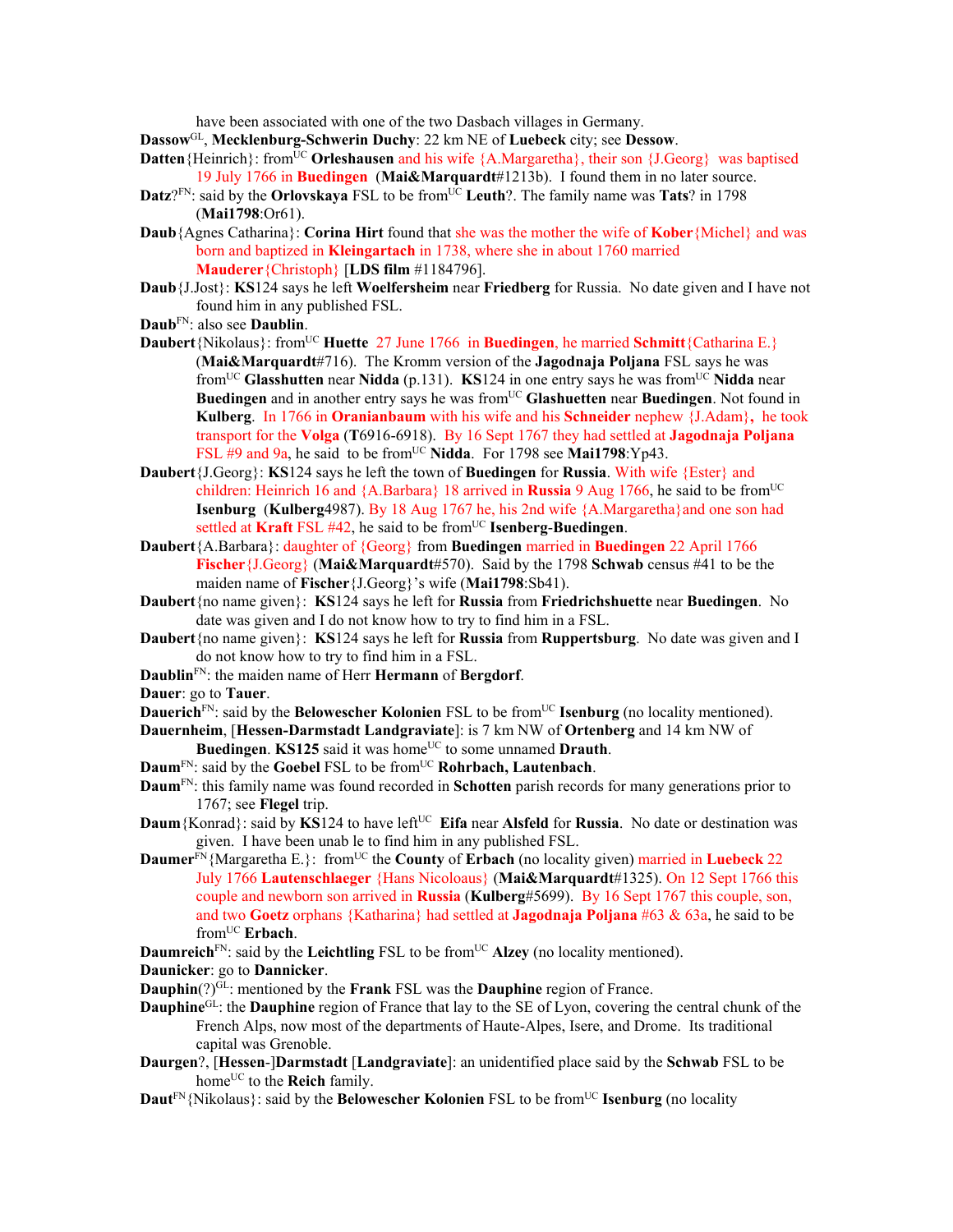have been associated with one of the two Dasbach villages in Germany.

**Dassow**[GL], **Mecklenburg-Schwerin Duchy**: 22 km NE of **Luebeck** city; see **Dessow**.

**Datten**{Heinrich}: from[UC] **Orleshausen** and his wife {A.Margaretha}, their son {J.Georg} was baptised 19 July 1766 in **Buedingen** (**Mai&Marquardt**#1213b). I found them in no later source.

**Datz**?[FN]: said by the **Orlovskaya** FSL to be from[UC] **Leuth**?. The family name was **Tats**? in 1798 (**Mai1798**:Or61).

**Daub**{Agnes Catharina}: **Corina Hirt** found that she was the mother the wife of **Kober**{Michel} and was born and baptized in **Kleingartach** in 1738, where she in about 1760 married **Mauderer**{Christoph} [**LDS film** #1184796].

**Daub**{J.Jost}: **KS**124 says he left **Woelfersheim** near **Friedberg** for Russia. No date given and I have not found him in any published FSL.

**Daub**[FN]: also see **Daublin**.

**Daubert**{Nikolaus}: from[UC] **Huette** 27 June 1766 in **Buedingen**, he married **Schmitt**{Catharina E.} (**Mai&Marquardt**#716). The Kromm version of the **Jagodnaja Poljana** FSL says he was from[UC] **Glasshutten** near **Nidda** (p.131). **KS**124 in one entry says he was from[UC] **Nidda** near **Buedingen** and in another entry says he was from[UC] **Glashuetten** near **Buedingen**. Not found in **Kulberg**. In 1766 in **Oranianbaum** with his wife and his **Schneider** nephew {J.Adam}**,** he took transport for the **Volga** (**T**6916-6918). By 16 Sept 1767 they had settled at **Jagodnaja Poljana** FSL #9 and 9a, he said to be from[UC] **Nidda**. For 1798 see **Mai1798**:Yp43.

**Daubert**{J.Georg}: **KS**124 says he left the town of **Buedingen** for **Russia**. With wife {Ester} and children: Heinrich 16 and {A.Barbara} 18 arrived in **Russia** 9 Aug 1766, he said to be from[UC] **Isenburg** (**Kulberg**4987). By 18 Aug 1767 he, his 2nd wife {A.Margaretha}and one son had settled at **Kraft** FSL #42, he said to be from[UC] **Isenberg**-**Buedingen**.

**Daubert**{A.Barbara}: daughter of {Georg} from **Buedingen** married in **Buedingen** 22 April 1766 **Fischer**{J.Georg} (**Mai&Marquardt**#570). Said by the 1798 **Schwab** census #41 to be the maiden name of **Fischer**{J.Georg}'s wife (**Mai1798**:Sb41).

**Daubert**{no name given}: **KS**124 says he left for **Russia** from **Friedrichshuette** near **Buedingen**. No date was given and I do not know how to try to find him in a FSL.

**Daubert**{no name given}: **KS**124 says he left for **Russia** from **Ruppertsburg**. No date was given and I do not know how to try to find him in a FSL.

**Daublin**[FN]: the maiden name of Herr **Hermann** of **Bergdorf**.

**Dauer**: go to **Tauer**.

**Dauerich**[FN]: said by the **Belowescher Kolonien** FSL to be from[UC] **Isenburg** (no locality mentioned).

**Dauernheim**, [**Hessen-Darmstadt Landgraviate**]: is 7 km NW of **Ortenberg** and 14 km NW of **Buedingen**. **KS125** said it was home[UC] to some unnamed **Drauth**.

**Daum**[FN]: said by the **Goebel** FSL to be from[UC] **Rohrbach, Lautenbach**.

**Daum**[FN]: this family name was found recorded in **Schotten** parish records for many generations prior to 1767; see **Flegel** trip.

**Daum**{Konrad}: said by **KS**124 to have left[UC] **Eifa** near **Alsfeld** for **Russia**. No date or destination was given. I have been unab le to find him in any published FSL.

**Daumer**[FN]{Margaretha E.}: from[UC] the **County** of **Erbach** (no locality given) married in **Luebeck** 22 July 1766 **Lautenschlaeger** {Hans Nicoloaus} (**Mai&Marquardt**#1325). On 12 Sept 1766 this couple and newborn son arrived in **Russia** (**Kulberg**#5699). By 16 Sept 1767 this couple, son, and two **Goetz** orphans {Katharina} had settled at **Jagodnaja Poljana** #63 & 63a, he said to be from[UC] **Erbach**.

**Daumreich**[FN]: said by the **Leichtling** FSL to be from[UC] **Alzey** (no locality mentioned).

**Daunicker**: go to **Dannicker**.

**Dauphin**(?)[GL]: mentioned by the **Frank** FSL was the **Dauphine** region of France.

**Dauphine**[GL]: the **Dauphine** region of France that lay to the SE of Lyon, covering the central chunk of the French Alps, now most of the departments of Haute-Alpes, Isere, and Drome. Its traditional capital was Grenoble.

**Daurgen**?, [**Hessen**-]**Darmstadt** [**Landgraviate**]: an unidentified place said by the **Schwab** FSL to be home[UC] to the **Reich** family.

**Daut**[FN]{Nikolaus}: said by the **Belowescher Kolonien** FSL to be from[UC] **Isenburg** (no locality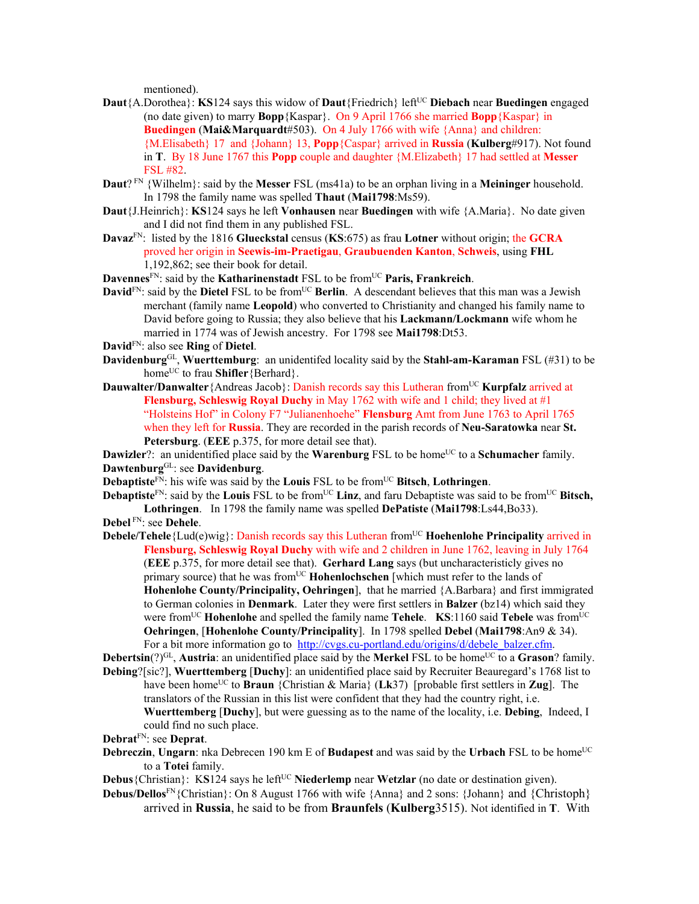mentioned).

**Daut**{A.Dorothea}: **KS**124 says this widow of **Daut**{Friedrich} left[UC] **Diebach** near **Buedingen** engaged (no date given) to marry **Bopp**{Kaspar}. On 9 April 1766 she married **Bopp**{Kaspar} in **Buedingen** (**Mai&Marquardt**#503). On 4 July 1766 with wife {Anna} and children: {M.Elisabeth} 17 and {Johann} 13, **Popp**{Caspar} arrived in **Russia** (**Kulberg**#917). Not found in **T**. By 18 June 1767 this **Popp** couple and daughter {M.Elizabeth} 17 had settled at **Messer** FSL #82.

**Daut**? [FN] {Wilhelm}: said by the **Messer** FSL (ms41a) to be an orphan living in a **Meininger** household. In 1798 the family name was spelled **Thaut** (**Mai1798**:Ms59).

**Daut**{J.Heinrich}: **KS**124 says he left **Vonhausen** near **Buedingen** with wife {A.Maria}. No date given and I did not find them in any published FSL.

**Davaz**[FN]: listed by the 1816 **Glueckstal** census (**KS**:675) as frau **Lotner** without origin; the **GCRA** proved her origin in **Seewis-im-Praetigau**, **Graubuenden Kanton**, **Schweis**, using **FHL** 1,192,862; see their book for detail.

**Davennes**[FN]: said by the **Katharinenstadt** FSL to be from[UC] **Paris, Frankreich**.

**David**[FN]: said by the **Dietel** FSL to be from[UC] **Berlin**. A descendant believes that this man was a Jewish merchant (family name **Leopold**) who converted to Christianity and changed his family name to David before going to Russia; they also believe that his **Lackmann/Lockmann** wife whom he married in 1774 was of Jewish ancestry. For 1798 see **Mai1798**:Dt53.

**David**[FN]: also see **Ring** of **Dietel**.

**Davidenburg**[GL], **Wuerttemburg**: an unidentifed locality said by the **Stahl-am-Karaman** FSL (#31) to be home[UC] to frau **Shifler**{Berhard}.

**Dauwalter/Danwalter**{Andreas Jacob}: Danish records say this Lutheran from[UC] **Kurpfalz** arrived at **Flensburg, Schleswig Royal Duchy** in May 1762 with wife and 1 child; they lived at #1 "Holsteins Hof" in Colony F7 "Julianenhoehe" **Flensburg** Amt from June 1763 to April 1765 when they left for **Russia**. They are recorded in the parish records of **Neu-Saratowka** near **St. Petersburg**. (**EEE** p.375, for more detail see that).

**Dawizler**?: an unidentified place said by the **Warenburg** FSL to be home[UC] to a **Schumacher** family.

**Dawtenburg**[GL]: see **Davidenburg**.

**Debaptiste**[FN]: his wife was said by the **Louis** FSL to be from[UC] **Bitsch**, **Lothringen**.

**Debaptiste**[FN]: said by the **Louis** FSL to be from[UC] **Linz**, and faru Debaptiste was said to be from[UC] **Bitsch, Lothringen**. In 1798 the family name was spelled **DePatiste** (**Mai1798**:Ls44,Bo33).

**Debel** [FN]: see **Dehele**.

**Debele/Tehele**{Lud(e)wig}: Danish records say this Lutheran from[UC] **Hoehenlohe Principality** arrived in **Flensburg, Schleswig Royal Duchy** with wife and 2 children in June 1762, leaving in July 1764 (**EEE** p.375, for more detail see that). **Gerhard Lang** says (but uncharacteristicly gives no primary source) that he was from[UC] **Hohenlochschen** [which must refer to the lands of **Hohenlohe County/Principality, Oehringen**], that he married {A.Barbara} and first immigrated to German colonies in **Denmark**. Later they were first settlers in **Balzer** (bz14) which said they were from[UC] **Hohenlohe** and spelled the family name **Tehele**. **KS**:1160 said **Tebele** was from[UC] **Oehringen**, [**Hohenlohe County/Principality**]. In 1798 spelled **Debel** (**Mai1798**:An9 & 34). For a bit more information go to http://cvgs.cu-portland.edu/origins/d/debele_balzer.cfm.

**Debertsin**(?)[GL], **Austria**: an unidentified place said by the **Merkel** FSL to be home[UC] to a **Grason**? family.

**Debing**?[sic?], **Wuerttemberg** [**Duchy**]: an unidentified place said by Recruiter Beauregard's 1768 list to have been home[UC] to **Braun** {Christian & Maria} (**Lk**37) [probable first settlers in **Zug**]. The translators of the Russian in this list were confident that they had the country right, i.e. **Wuerttemberg** [**Duchy**], but were guessing as to the name of the locality, i.e. **Debing**, Indeed, I could find no such place.

**Debrat**[FN]: see **Deprat**.

**Debreczin**, **Ungarn**: nka Debrecen 190 km E of **Budapest** and was said by the **Urbach** FSL to be home[UC] to a **Totei** family.

**Debus**{Christian}: KS124 says he left[UC] **Niederlemp** near **Wetzlar** (no date or destination given).

**Debus/Dellos**[FN]{Christian}: On 8 August 1766 with wife {Anna} and 2 sons: {Johann} and {Christoph} arrived in **Russia**, he said to be from **Braunfels** (**Kulberg**3515). Not identified in **T**. With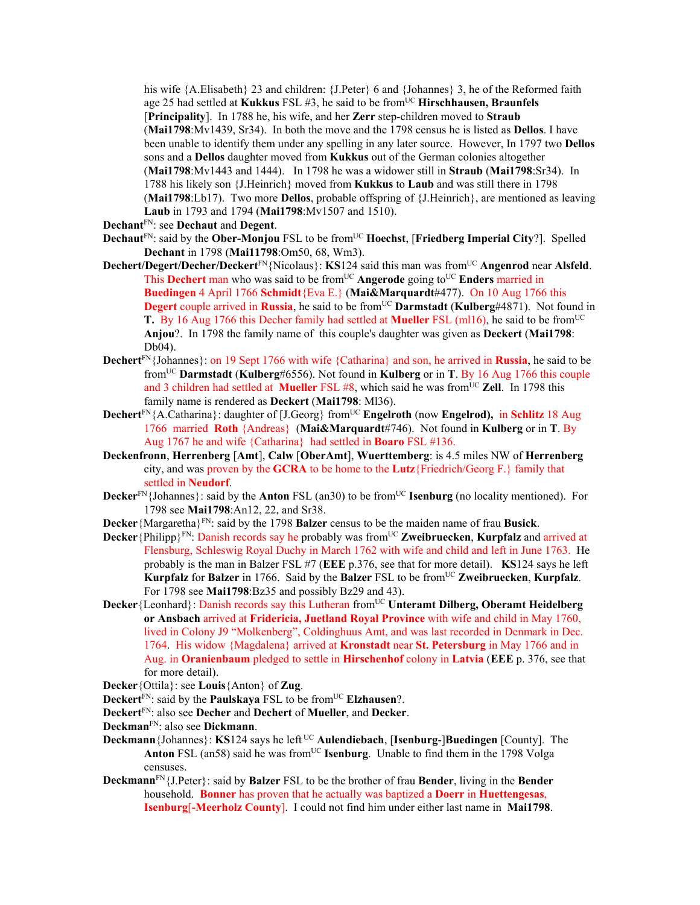his wife {A.Elisabeth} 23 and children: {J.Peter} 6 and {Johannes} 3, he of the Reformed faith age 25 had settled at **Kukkus** FSL #3, he said to be from[UC] **Hirschhausen, Braunfels** [**Principality**]. In 1788 he, his wife, and her **Zerr** step-children moved to **Straub** (**Mai1798**:Mv1439, Sr34). In both the move and the 1798 census he is listed as **Dellos**. I have been unable to identify them under any spelling in any later source. However, In 1797 two **Dellos** sons and a **Dellos** daughter moved from **Kukkus** out of the German colonies altogether (**Mai1798**:Mv1443 and 1444). In 1798 he was a widower still in **Straub** (**Mai1798**:Sr34). In 1788 his likely son {J.Heinrich} moved from **Kukkus** to **Laub** and was still there in 1798 (**Mai1798**:Lb17). Two more **Dellos**, probable offspring of {J.Heinrich}, are mentioned as leaving **Laub** in 1793 and 1794 (**Mai1798**:Mv1507 and 1510).

**Dechant**[FN]: see **Dechaut** and **Degent**.

**Dechaut**[FN]: said by the **Ober-Monjou** FSL to be from[UC] **Hoechst**, [**Friedberg Imperial City**?]. Spelled **Dechant** in 1798 (**Mai11798**:Om50, 68, Wm3).

**Dechert/Degert/Decher/Deckert**[FN]{Nicolaus}: **KS**124 said this man was from[UC] **Angenrod** near **Alsfeld**. This **Dechert** man who was said to be from[UC] **Angerode** going to[UC] **Enders** married in **Buedingen** 4 April 1766 **Schmidt**{Eva E.} (**Mai&Marquardt**#477). On 10 Aug 1766 this **Degert** couple arrived in **Russia**, he said to be from[UC] **Darmstadt** (**Kulberg**#4871). Not found in **T.** By 16 Aug 1766 this Decher family had settled at **Mueller** FSL (ml16), he said to be from[UC] **Anjou**?. In 1798 the family name of this couple's daughter was given as **Deckert** (**Mai1798**: Db04).

**Dechert**[FN]{Johannes}: on 19 Sept 1766 with wife {Catharina} and son, he arrived in **Russia**, he said to be from[UC] **Darmstadt** (**Kulberg**#6556). Not found in **Kulberg** or in **T**. By 16 Aug 1766 this couple and 3 children had settled at **Mueller** FSL #8, which said he was from[UC] **Zell**. In 1798 this family name is rendered as **Deckert** (**Mai1798**: Ml36).

**Dechert**[FN]{A.Catharina}: daughter of [J.Georg} from[UC] **Engelroth** (now **Engelrod),** in **Schlitz** 18 Aug 1766 married **Roth** {Andreas} (**Mai&Marquardt**#746). Not found in **Kulberg** or in **T**. By Aug 1767 he and wife {Catharina} had settled in **Boaro** FSL #136.

**Deckenfronn**, **Herrenberg** [**Amt**], **Calw** [**OberAmt**], **Wuerttemberg**: is 4.5 miles NW of **Herrenberg** city, and was proven by the **GCRA** to be home to the **Lutz**{Friedrich/Georg F.} family that settled in **Neudorf**.

**Decker**[FN]{Johannes}: said by the **Anton** FSL (an30) to be from[UC] **Isenburg** (no locality mentioned). For 1798 see **Mai1798**:An12, 22, and Sr38.

**Decker**{Margaretha}[FN]: said by the 1798 **Balzer** census to be the maiden name of frau **Busick**.

**Decker**{Philipp}[FN]: Danish records say he probably was from[UC] **Zweibruecken**, **Kurpfalz** and arrived at Flensburg, Schleswig Royal Duchy in March 1762 with wife and child and left in June 1763. He probably is the man in Balzer FSL #7 (**EEE** p.376, see that for more detail). **KS**124 says he left **Kurpfalz** for **Balzer** in 1766. Said by the **Balzer** FSL to be from[UC] **Zweibruecken**, **Kurpfalz**. For 1798 see **Mai1798**:Bz35 and possibly Bz29 and 43).

**Decker**{Leonhard}: Danish records say this Lutheran from[UC] **Unteramt Dilberg, Oberamt Heidelberg or Ansbach** arrived at **Fridericia, Juetland Royal Province** with wife and child in May 1760, lived in Colony J9 "Molkenberg", Coldinghuus Amt, and was last recorded in Denmark in Dec. 1764. His widow {Magdalena} arrived at **Kronstadt** near **St. Petersburg** in May 1766 and in Aug. in **Oranienbaum** pledged to settle in **Hirschenhof** colony in **Latvia** (**EEE** p. 376, see that for more detail).

**Decker**{Ottila}: see **Louis**{Anton} of **Zug**.

**Deckert**[FN]: said by the **Paulskaya** FSL to be from[UC] **Elzhausen**?.

**Deckert**[FN]: also see **Decher** and **Dechert** of **Mueller**, and **Decker**.

**Deckman**[FN]: also see **Dickmann**.

**Deckmann**{Johannes}: **KS**124 says he left [UC] **Aulendiebach**, [**Isenburg**-]**Buedingen** [County]. The **Anton** FSL (an58) said he was from[UC] **Isenburg**. Unable to find them in the 1798 Volga censuses.

**Deckmann**[FN]{J.Peter}: said by **Balzer** FSL to be the brother of frau **Bender**, living in the **Bender** household. **Bonner** has proven that he actually was baptized a **Doerr** in **Huettengesas**, **Isenburg**[-**Meerholz County**]. I could not find him under either last name in **Mai1798**.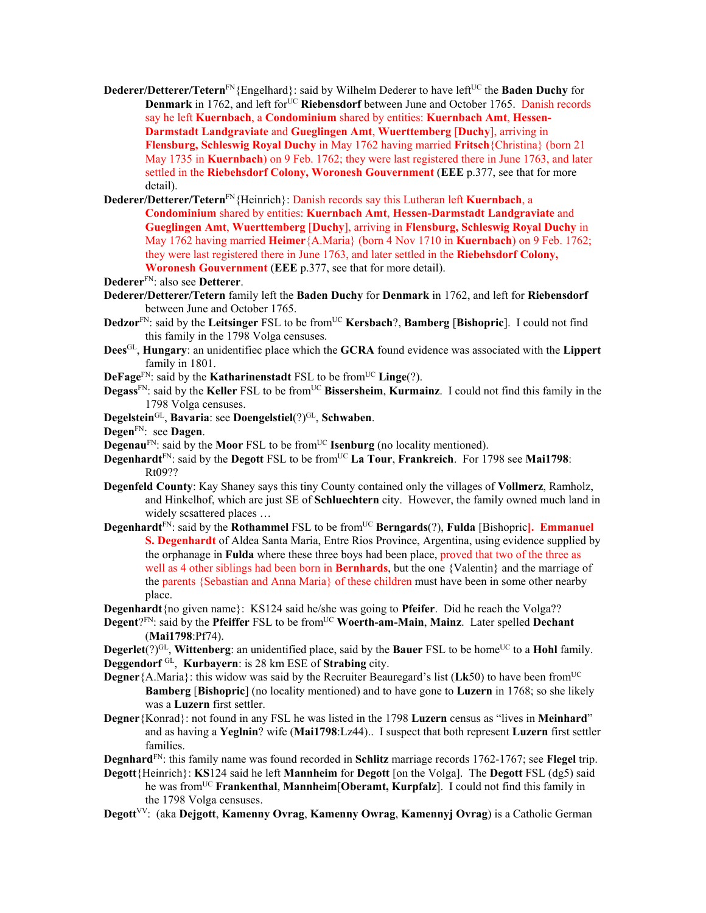**Dederer/Detterer/Tetern**[FN]{Engelhard}: said by Wilhelm Dederer to have left[UC] the **Baden Duchy** for **Denmark** in 1762, and left for[UC] **Riebensdorf** between June and October 1765. Danish records say he left **Kuernbach**, a **Condominium** shared by entities: **Kuernbach Amt**, **Hessen-Darmstadt Landgraviate** and **Gueglingen Amt**, **Wuerttemberg** [**Duchy**], arriving in **Flensburg, Schleswig Royal Duchy** in May 1762 having married **Fritsch**{Christina} (born 21 May 1735 in **Kuernbach**) on 9 Feb. 1762; they were last registered there in June 1763, and later settled in the **Riebehsdorf Colony, Woronesh Gouvernment** (**EEE** p.377, see that for more detail).

**Dederer/Detterer/Tetern**[FN]{Heinrich}: Danish records say this Lutheran left **Kuernbach**, a **Condominium** shared by entities: **Kuernbach Amt**, **Hessen-Darmstadt Landgraviate** and **Gueglingen Amt**, **Wuerttemberg** [**Duchy**], arriving in **Flensburg, Schleswig Royal Duchy** in May 1762 having married **Heimer**{A.Maria} (born 4 Nov 1710 in **Kuernbach**) on 9 Feb. 1762; they were last registered there in June 1763, and later settled in the **Riebehsdorf Colony, Woronesh Gouvernment** (**EEE** p.377, see that for more detail).

**Dederer**[FN]: also see **Detterer**.

**Dederer/Detterer/Tetern** family left the **Baden Duchy** for **Denmark** in 1762, and left for **Riebensdorf** between June and October 1765.

**Dedzor**[FN]: said by the **Leitsinger** FSL to be from[UC] **Kersbach**?, **Bamberg** [**Bishopric**]. I could not find this family in the 1798 Volga censuses.

**Dees**[GL], **Hungary**: an unidentifiec place which the **GCRA** found evidence was associated with the **Lippert** family in 1801.

**DeFage**[FN]: said by the **Katharinenstadt** FSL to be from[UC] **Linge**(?).

**Degass**[FN]: said by the **Keller** FSL to be from[UC] **Bissersheim**, **Kurmainz**. I could not find this family in the 1798 Volga censuses.

**Degelstein**[GL], **Bavaria**: see **Doengelstiel**(?)[GL], **Schwaben**.

**Degen**[FN]: see **Dagen**.

**Degenau**[FN]: said by the **Moor** FSL to be from[UC] **Isenburg** (no locality mentioned).

**Degenhardt**[FN]: said by the **Degott** FSL to be from[UC] **La Tour**, **Frankreich**. For 1798 see **Mai1798**: Rt09??

**Degenfeld County**: Kay Shaney says this tiny County contained only the villages of **Vollmerz**, Ramholz, and Hinkelhof, which are just SE of **Schluechtern** city. However, the family owned much land in widely scsattered places …

**Degenhardt**[FN]: said by the **Rothammel** FSL to be from[UC] **Berngards**(?), **Fulda** [Bishopric]. **Emmanuel S. Degenhardt** of Aldea Santa Maria, Entre Rios Province, Argentina, using evidence supplied by the orphanage in **Fulda** where these three boys had been place, proved that two of the three as well as 4 other siblings had been born in **Bernhards**, but the one {Valentin} and the marriage of the parents {Sebastian and Anna Maria} of these children must have been in some other nearby place.

**Degenhardt**{no given name}: KS124 said he/she was going to **Pfeifer**. Did he reach the Volga??

**Degent**?[FN]: said by the **Pfeiffer** FSL to be from[UC] **Woerth-am-Main**, **Mainz**. Later spelled **Dechant** (**Mai1798**:Pf74).

**Degerlet**(?)[GL], **Wittenberg**: an unidentified place, said by the **Bauer** FSL to be home[UC] to a **Hohl** family.

**Deggendorf** [GL], **Kurbayern**: is 28 km ESE of **Strabing** city.

**Degner**{A.Maria}: this widow was said by the Recruiter Beauregard's list (**Lk**50) to have been from[UC] **Bamberg** [**Bishopric**] (no locality mentioned) and to have gone to **Luzern** in 1768; so she likely was a **Luzern** first settler.

**Degner**{Konrad}: not found in any FSL he was listed in the 1798 **Luzern** census as "lives in **Meinhard**" and as having a **Yeglnin**? wife (**Mai1798**:Lz44).. I suspect that both represent **Luzern** first settler families.

**Degnhard**[FN]: this family name was found recorded in **Schlitz** marriage records 1762-1767; see **Flegel** trip.

**Degott**{Heinrich}: **KS**124 said he left **Mannheim** for **Degott** [on the Volga]. The **Degott** FSL (dg5) said he was from[UC] **Frankenthal**, **Mannheim**[**Oberamt, Kurpfalz**]. I could not find this family in the 1798 Volga censuses.

**Degott**[VV]: (aka **Dejgott**, **Kamenny Ovrag**, **Kamenny Owrag**, **Kamennyj Ovrag**) is a Catholic German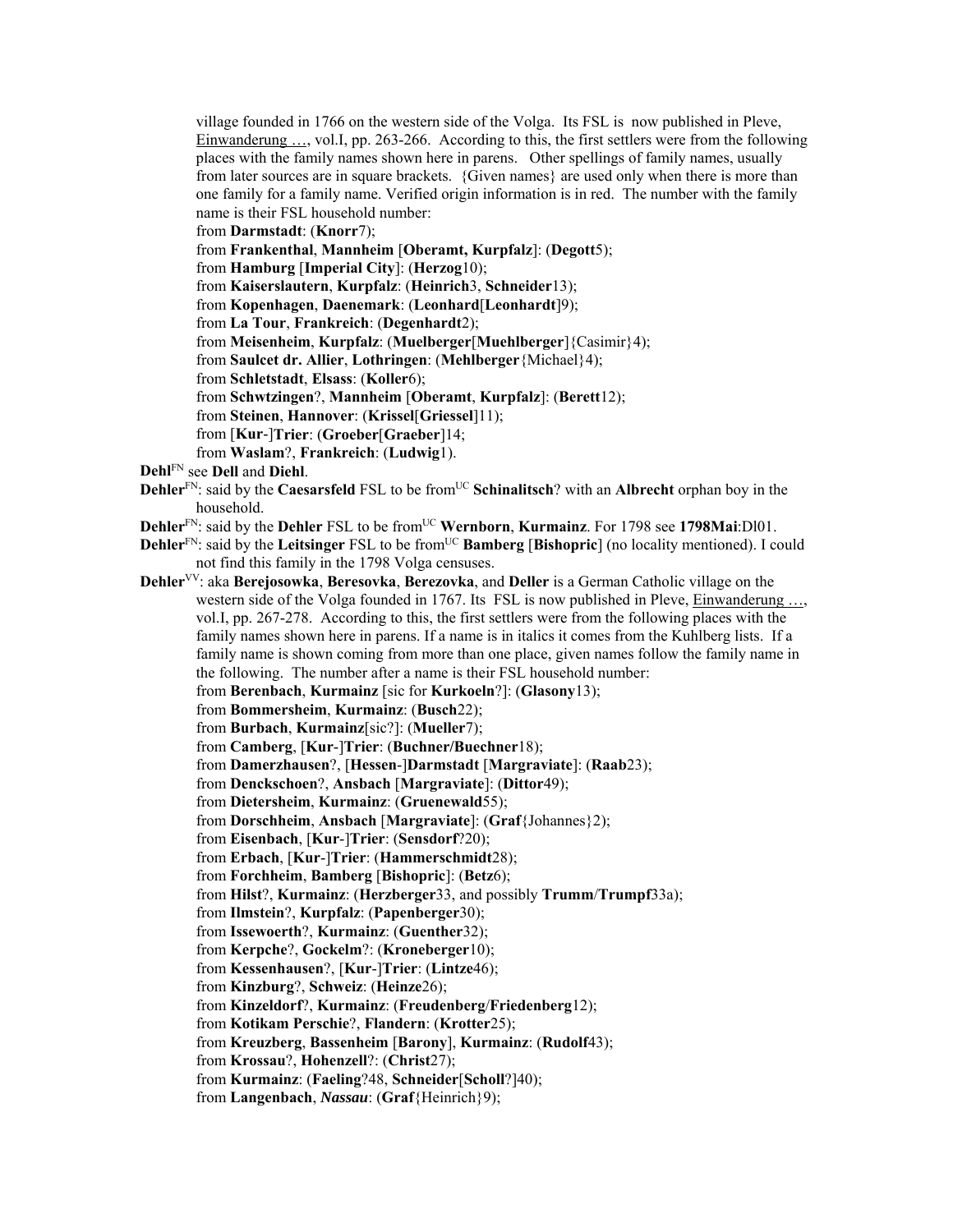village founded in 1766 on the western side of the Volga. Its FSL is now published in Pleve, Einwanderung …, vol.I, pp. 263-266. According to this, the first settlers were from the following places with the family names shown here in parens. Other spellings of family names, usually from later sources are in square brackets. {Given names} are used only when there is more than one family for a family name. Verified origin information is in red. The number with the family name is their FSL household number:

from **Darmstadt**: (**Knorr**7);
from **Frankenthal**, **Mannheim** [**Oberamt, Kurpfalz**]: (**Degott**5);
from **Hamburg** [**Imperial City**]: (**Herzog**10);
from **Kaiserslautern**, **Kurpfalz**: (**Heinrich**3, **Schneider**13);
from **Kopenhagen**, **Daenemark**: (**Leonhard**[**Leonhardt**]9);
from **La Tour**, **Frankreich**: (**Degenhardt**2);
from **Meisenheim**, **Kurpfalz**: (**Muelberger**[**Muehlberger**]{Casimir}4);
from **Saulcet dr. Allier**, **Lothringen**: (**Mehlberger**{Michael}4);
from **Schletstadt**, **Elsass**: (**Koller**6);
from **Schwtzingen**?, **Mannheim** [**Oberamt, Kurpfalz**]: (**Berett**12);
from **Steinen**, **Hannover**: (**Krissel**[**Griessel**]11);
from [**Kur**-]**Trier**: (**Groeber**[**Graeber**]14;
from **Waslam**?, **Frankreich**: (**Ludwig**1).

**Dehl**[FN] see **Dell** and **Diehl**.

**Dehler**[FN]: said by the **Caesarsfeld** FSL to be from[UC] **Schinalitsch**? with an **Albrecht** orphan boy in the household.

**Dehler**[FN]: said by the **Dehler** FSL to be from[UC] **Wernborn**, **Kurmainz**. For 1798 see **1798Mai**:Dl01.

**Dehler**[FN]: said by the **Leitsinger** FSL to be from[UC] **Bamberg** [**Bishopric**] (no locality mentioned). I could not find this family in the 1798 Volga censuses.

**Dehler**[VV]: aka **Berejosowka**, **Beresovka**, **Berezovka**, and **Deller** is a German Catholic village on the western side of the Volga founded in 1767. Its FSL is now published in Pleve, Einwanderung …, vol.I, pp. 267-278. According to this, the first settlers were from the following places with the family names shown here in parens. If a name is in italics it comes from the Kuhlberg lists. If a family name is shown coming from more than one place, given names follow the family name in the following. The number after a name is their FSL household number:

from **Berenbach**, **Kurmainz** [sic for **Kurkoeln**?]: (**Glasony**13);
from **Bommersheim**, **Kurmainz**: (**Busch**22);
from **Burbach**, **Kurmainz**[sic?]: (**Mueller**7);
from **Camberg**, [**Kur**-]**Trier**: (**Buchner/Buechner**18);
from **Damerzhausen**?, [**Hessen**-]**Darmstadt** [**Margraviate**]: (**Raab**23);
from **Denckschoen**?, **Ansbach** [**Margraviate**]: (**Dittor**49);
from **Dietersheim**, **Kurmainz**: (**Gruenewald**55);
from **Dorschheim**, **Ansbach** [**Margraviate**]: (**Graf**{Johannes}2);
from **Eisenbach**, [**Kur**-]**Trier**: (**Sensdorf**?20);
from **Erbach**, [**Kur**-]**Trier**: (**Hammerschmidt**28);
from **Forchheim**, **Bamberg** [**Bishopric**]: (**Betz**6);
from **Hilst**?, **Kurmainz**: (**Herzberger**33, and possibly **Trumm**/**Trumpf**33a);
from **Ilmstein**?, **Kurpfalz**: (**Papenberger**30);
from **Issewoerth**?, **Kurmainz**: (**Guenther**32);
from **Kerpche**?, **Gockelm**?: (**Kroneberger**10);
from **Kessenhausen**?, [**Kur**-]**Trier**: (**Lintze**46);
from **Kinzburg**?, **Schweiz**: (**Heinze**26);
from **Kinzeldorf**?, **Kurmainz**: (**Freudenberg**/**Friedenberg**12);
from **Kotikam Perschie**?, **Flandern**: (**Krotter**25);
from **Kreuzberg**, **Bassenheim** [**Barony**], **Kurmainz**: (**Rudolf**43);
from **Krossau**?, **Hohenzell**?: (**Christ**27);
from **Kurmainz**: (**Faeling**?48, **Schneider**[**Scholl**?]40);
from **Langenbach**, ***Nassau***: (**Graf**{Heinrich}9);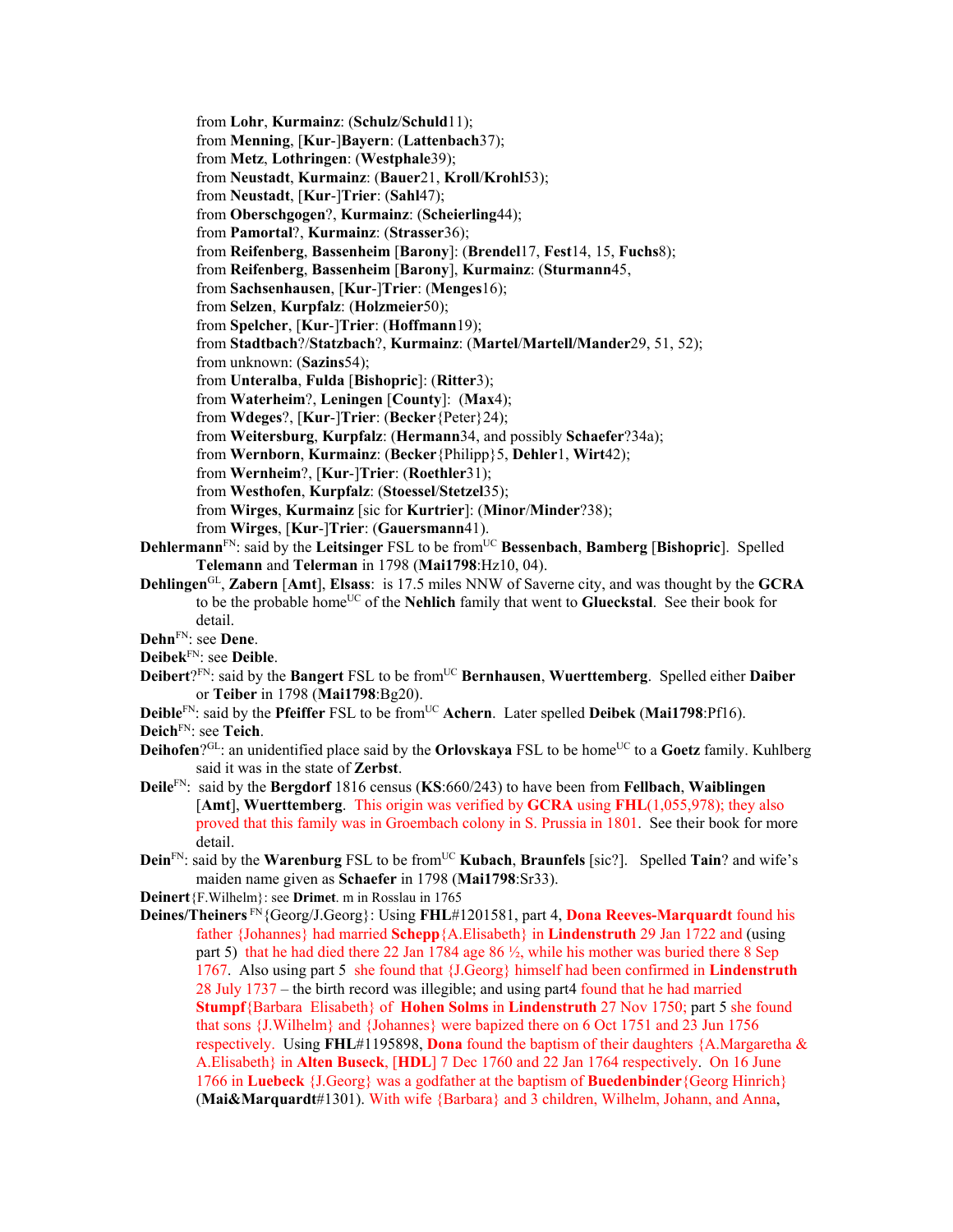from **Lohr**, **Kurmainz**: (**Schulz**/**Schuld**11);
from **Menning**, [**Kur**-]**Bayern**: (**Lattenbach**37);
from **Metz**, **Lothringen**: (**Westphale**39);
from **Neustadt**, **Kurmainz**: (**Bauer**21, **Kroll**/**Krohl**53);
from **Neustadt**, [**Kur**-]**Trier**: (**Sahl**47);
from **Oberschgogen**?, **Kurmainz**: (**Scheierling**44);
from **Pamortal**?, **Kurmainz**: (**Strasser**36);
from **Reifenberg**, **Bassenheim** [**Barony**]: (**Brendel**17, **Fest**14, 15, **Fuchs**8);
from **Reifenberg**, **Bassenheim** [**Barony**], **Kurmainz**: (**Sturmann**45,
from **Sachsenhausen**, [**Kur**-]**Trier**: (**Menges**16);
from **Selzen**, **Kurpfalz**: (**Holzmeier**50);
from **Spelcher**, [**Kur**-]**Trier**: (**Hoffmann**19);
from **Stadtbach**?/**Statzbach**?, **Kurmainz**: (**Martel**/**Martell**/**Mander**29, 51, 52);
from unknown: (**Sazins**54);
from **Unteralba**, **Fulda** [**Bishopric**]: (**Ritter**3);
from **Waterheim**?, **Leningen** [**County**]: (**Max**4);
from **Wdeges**?, [**Kur**-]**Trier**: (**Becker**{Peter}24);
from **Weitersburg**, **Kurpfalz**: (**Hermann**34, and possibly **Schaefer**?34a);
from **Wernborn**, **Kurmainz**: (**Becker**{Philipp}5, **Dehler**1, **Wirt**42);
from **Wernheim**?, [**Kur**-]**Trier**: (**Roethler**31);
from **Westhofen**, **Kurpfalz**: (**Stoessel**/**Stetzel**35);
from **Wirges**, **Kurmainz** [sic for **Kurtrier**]: (**Minor**/**Minder**?38);
from **Wirges**, [**Kur**-]**Trier**: (**Gauersmann**41).

**Dehlermann**[FN]: said by the **Leitsinger** FSL to be from[UC] **Bessenbach**, **Bamberg** [**Bishopric**]. Spelled **Telemann** and **Telerman** in 1798 (**Mai1798**:Hz10, 04).

**Dehlingen**[GL], **Zabern** [**Amt**], **Elsass**: is 17.5 miles NNW of Saverne city, and was thought by the **GCRA** to be the probable home[UC] of the **Nehlich** family that went to **Glueckstal**. See their book for detail.

**Dehn**[FN]: see **Dene**.

**Deibek**[FN]: see **Deible**.

**Deibert**?[FN]: said by the **Bangert** FSL to be from[UC] **Bernhausen**, **Wuerttemberg**. Spelled either **Daiber** or **Teiber** in 1798 (**Mai1798**:Bg20).

**Deible**[FN]: said by the **Pfeiffer** FSL to be from[UC] **Achern**. Later spelled **Deibek** (**Mai1798**:Pf16).

**Deich**[FN]: see **Teich**.

**Deihofen**?[GL]: an unidentified place said by the **Orlovskaya** FSL to be home[UC] to a **Goetz** family. Kuhlberg said it was in the state of **Zerbst**.

**Deile**[FN]: said by the **Bergdorf** 1816 census (**KS**:660/243) to have been from **Fellbach**, **Waiblingen** [**Amt**], **Wuerttemberg**. This origin was verified by **GCRA** using **FHL**(1,055,978); they also proved that this family was in Groembach colony in S. Prussia in 1801. See their book for more detail.

**Dein**[FN]: said by the **Warenburg** FSL to be from[UC] **Kubach**, **Braunfels** [sic?]. Spelled **Tain**? and wife's maiden name given as **Schaefer** in 1798 (**Mai1798**:Sr33).

**Deinert**{F.Wilhelm}: see **Drimet**. m in Rosslau in 1765

**Deines/Theiners** [FN]{Georg/J.Georg}: Using **FHL**#1201581, part 4, **Dona Reeves-Marquardt** found his father {Johannes} had married **Schepp**{A.Elisabeth} in **Lindenstruth** 29 Jan 1722 and (using part 5) that he had died there 22 Jan 1784 age 86 ½, while his mother was buried there 8 Sep 1767. Also using part 5 she found that {J.Georg} himself had been confirmed in **Lindenstruth** 28 July 1737 – the birth record was illegible; and using part4 found that he had married **Stumpf**{Barbara Elisabeth} of **Hohen Solms** in **Lindenstruth** 27 Nov 1750; part 5 she found that sons {J.Wilhelm} and {Johannes} were bapized there on 6 Oct 1751 and 23 Jun 1756 respectively. Using **FHL**#1195898, **Dona** found the baptism of their daughters {A.Margaretha & A.Elisabeth} in **Alten Buseck**, [**HDL**] 7 Dec 1760 and 22 Jan 1764 respectively. On 16 June 1766 in **Luebeck** {J.Georg} was a godfather at the baptism of **Buedenbinder**{Georg Hinrich} (**Mai&Marquardt**#1301). With wife {Barbara} and 3 children, Wilhelm, Johann, and Anna,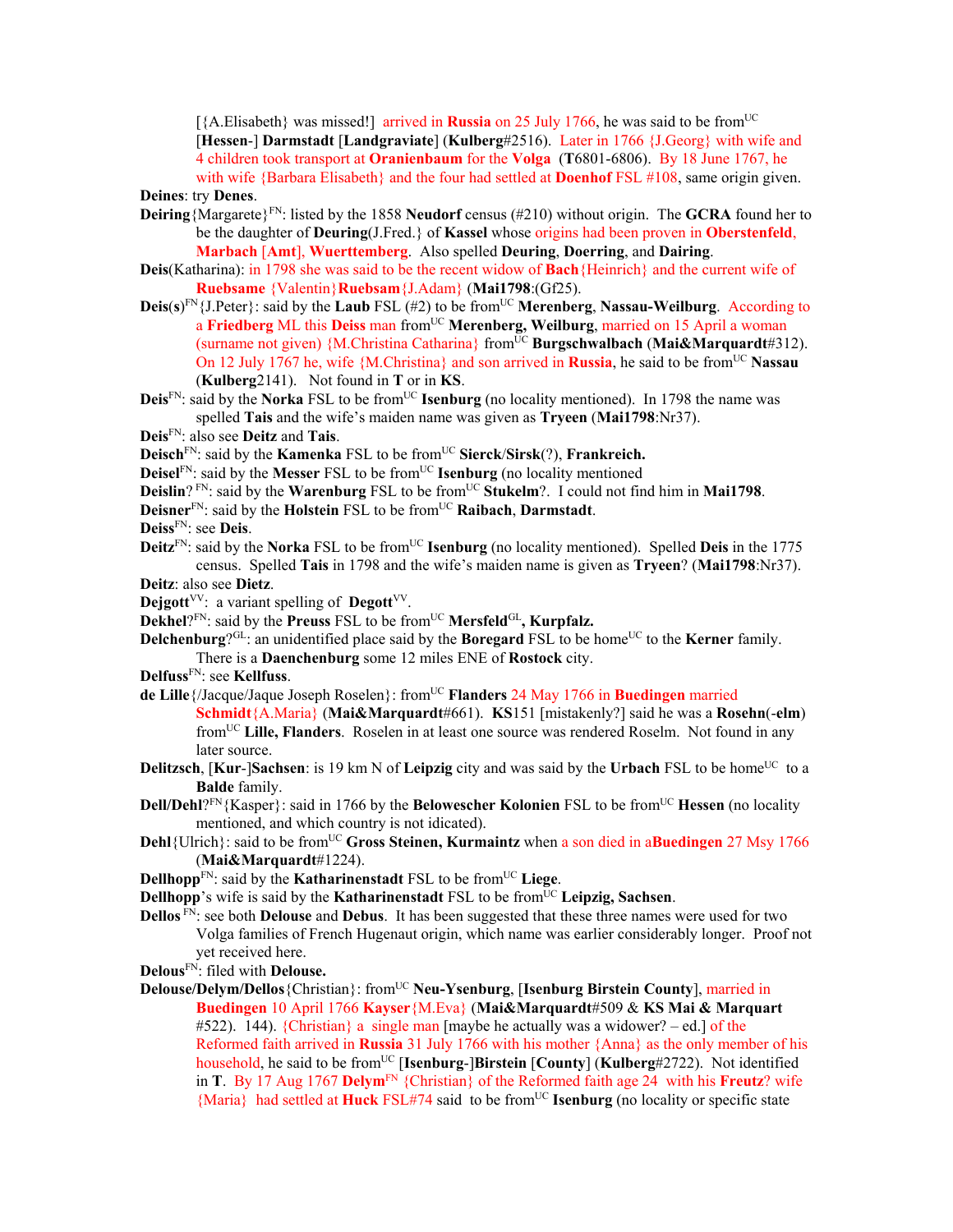[{A.Elisabeth} was missed!] arrived in **Russia** on 25 July 1766, he was said to be from[UC] [**Hessen**-] **Darmstadt** [**Landgraviate**] (**Kulberg**#2516). Later in 1766 {J.Georg} with wife and 4 children took transport at **Oranienbaum** for the **Volga** (**T**6801-6806). By 18 June 1767, he with wife {Barbara Elisabeth} and the four had settled at **Doenhof** FSL #108, same origin given.

**Deines**: try **Denes**.

**Deiring**{Margarete}[FN]: listed by the 1858 **Neudorf** census (#210) without origin. The **GCRA** found her to be the daughter of **Deuring**(J.Fred.} of **Kassel** whose origins had been proven in **Oberstenfeld**, **Marbach** [**Amt**], **Wuerttemberg**. Also spelled **Deuring**, **Doerring**, and **Dairing**.

**Deis**(Katharina): in 1798 she was said to be the recent widow of **Bach**{Heinrich} and the current wife of **Ruebsame** {Valentin}**Ruebsam**{J.Adam} (**Mai1798**:(Gf25).

**Deis(s)**[FN]{J.Peter}: said by the **Laub** FSL (#2) to be from[UC] **Merenberg**, **Nassau-Weilburg**. According to a **Friedberg** ML this **Deiss** man from[UC] **Merenberg, Weilburg**, married on 15 April a woman (surname not given) {M.Christina Catharina} from[UC] **Burgschwalbach** (**Mai&Marquardt**#312). On 12 July 1767 he, wife {M.Christina} and son arrived in **Russia**, he said to be from[UC] **Nassau** (**Kulberg**2141). Not found in **T** or in **KS**.

**Deis**[FN]: said by the **Norka** FSL to be from[UC] **Isenburg** (no locality mentioned). In 1798 the name was spelled **Tais** and the wife's maiden name was given as **Tryeen** (**Mai1798**:Nr37).

**Deis**[FN]: also see **Deitz** and **Tais**.

**Deisch**[FN]: said by the **Kamenka** FSL to be from[UC] **Sierck**/**Sirsk**(?), **Frankreich.**

**Deisel**[FN]: said by the **Messer** FSL to be from[UC] **Isenburg** (no locality mentioned

**Deislin**? [FN]: said by the **Warenburg** FSL to be from[UC] **Stukelm**?. I could not find him in **Mai1798**.

**Deisner**[FN]: said by the **Holstein** FSL to be from[UC] **Raibach**, **Darmstadt**.

**Deiss**[FN]: see **Deis**.

**Deitz**[FN]: said by the **Norka** FSL to be from[UC] **Isenburg** (no locality mentioned). Spelled **Deis** in the 1775 census. Spelled **Tais** in 1798 and the wife's maiden name is given as **Tryeen**? (**Mai1798**:Nr37).

**Deitz**: also see **Dietz**.

**Dejgott**[VV]: a variant spelling of **Degott**[VV].

**Dekhel**?[FN]: said by the **Preuss** FSL to be from[UC] **Mersfeld**[GL]**, Kurpfalz.**

**Delchenburg**?[GL]: an unidentified place said by the **Boregard** FSL to be home[UC] to the **Kerner** family. There is a **Daenchenburg** some 12 miles ENE of **Rostock** city.

**Delfuss**[FN]: see **Kellfuss**.

**de Lille**{/Jacque/Jaque Joseph Roselen}: from[UC] **Flanders** 24 May 1766 in **Buedingen** married **Schmidt**{A.Maria} (**Mai&Marquardt**#661). **KS**151 [mistakenly?] said he was a **Rosehn**(-**elm**) from[UC] **Lille, Flanders**. Roselen in at least one source was rendered Roselm. Not found in any later source.

**Delitzsch**, [**Kur**-]**Sachsen**: is 19 km N of **Leipzig** city and was said by the **Urbach** FSL to be home[UC] to a **Balde** family.

**Dell/Dehl**?[FN]{Kasper}: said in 1766 by the **Belowescher Kolonien** FSL to be from[UC] **Hessen** (no locality mentioned, and which country is not idicated).

**Dehl**{Ulrich}: said to be from[UC] **Gross Steinen, Kurmaintz** when a son died in a**Buedingen** 27 Msy 1766 (**Mai&Marquardt**#1224).

**Dellhopp**[FN]: said by the **Katharinenstadt** FSL to be from[UC] **Liege**.

**Dellhopp**'s wife is said by the **Katharinenstadt** FSL to be from[UC] **Leipzig, Sachsen**.

**Dellos** [FN]: see both **Delouse** and **Debus**. It has been suggested that these three names were used for two Volga families of French Hugenaut origin, which name was earlier considerably longer. Proof not yet received here.

**Delous**[FN]: filed with **Delouse.**

**Delouse/Delym/Dellos**{Christian}: from[UC] **Neu-Ysenburg**, [**Isenburg Birstein County**], married in **Buedingen** 10 April 1766 **Kayser**{M.Eva} (**Mai&Marquardt**#509 & **KS Mai & Marquart** #522). 144). {Christian} a single man [maybe he actually was a widower? – ed.] of the Reformed faith arrived in **Russia** 31 July 1766 with his mother {Anna} as the only member of his household, he said to be from[UC] [**Isenburg**-]**Birstein** [**County**] (**Kulberg**#2722). Not identified in **T**. By 17 Aug 1767 **Delym**[FN] {Christian} of the Reformed faith age 24 with his **Freutz**? wife {Maria} had settled at **Huck** FSL#74 said to be from[UC] **Isenburg** (no locality or specific state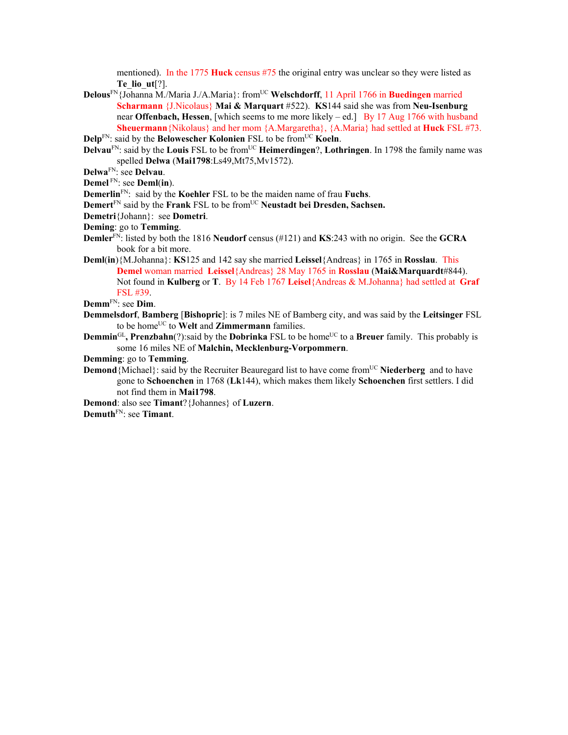mentioned). In the 1775 **Huck** census #75 the original entry was unclear so they were listed as **Te_lio_ut**[?].

**Delous**[FN]{Johanna M./Maria J./A.Maria}: from[UC] **Welschdorff**, 11 April 1766 in **Buedingen** married **Scharmann** {J.Nicolaus} **Mai & Marquart** #522). **KS**144 said she was from **Neu-Isenburg** near **Offenbach, Hessen**, [which seems to me more likely – ed.] By 17 Aug 1766 with husband **Sheuermann**{Nikolaus} and her mom {A.Margaretha}, {A.Maria} had settled at **Huck** FSL #73.

**Delp**[FN]: said by the **Belowescher Kolonien** FSL to be from[UC] **Koeln**.

**Delvau**[FN]: said by the **Louis** FSL to be from[UC] **Heimerdingen**?, **Lothringen**. In 1798 the family name was spelled **Delwa** (**Mai1798**:Ls49,Mt75,Mv1572).

**Delwa**[FN]: see **Delvau**.

**Demel** [FN]: see **Deml(in)**.

**Demerlin**[FN]: said by the **Koehler** FSL to be the maiden name of frau **Fuchs**.

**Demert**[FN] said by the **Frank** FSL to be from[UC] **Neustadt bei Dresden, Sachsen.**

**Demetri**{Johann}: see **Dometri**.

**Deming**: go to **Temming**.

**Demler**[FN]: listed by both the 1816 **Neudorf** census (#121) and **KS**:243 with no origin. See the **GCRA** book for a bit more.

**Deml(in)**{M.Johanna}: **KS**125 and 142 say she married **Leissel**{Andreas} in 1765 in **Rosslau**. This **Demel** woman married **Leissel**{Andreas} 28 May 1765 in **Rosslau** (**Mai&Marquardt**#844). Not found in **Kulberg** or **T**. By 14 Feb 1767 **Leisel**{Andreas & M.Johanna} had settled at **Graf** FSL #39.

**Demm**[FN]: see **Dim**.

**Demmelsdorf**, **Bamberg** [**Bishopric**]: is 7 miles NE of Bamberg city, and was said by the **Leitsinger** FSL to be home[UC] to **Welt** and **Zimmermann** families.

**Demmin**[GL]**, Prenzbahn**(?):said by the **Dobrinka** FSL to be home[UC] to a **Breuer** family. This probably is some 16 miles NE of **Malchin, Mecklenburg-Vorpommern**.

**Demming**: go to **Temming**.

**Demond**{Michael}: said by the Recruiter Beauregard list to have come from[UC] **Niederberg** and to have gone to **Schoenchen** in 1768 (**Lk**144), which makes them likely **Schoenchen** first settlers. I did not find them in **Mai1798**.

**Demond**: also see **Timant**?{Johannes} of **Luzern**.

**Demuth**[FN]: see **Timant**.